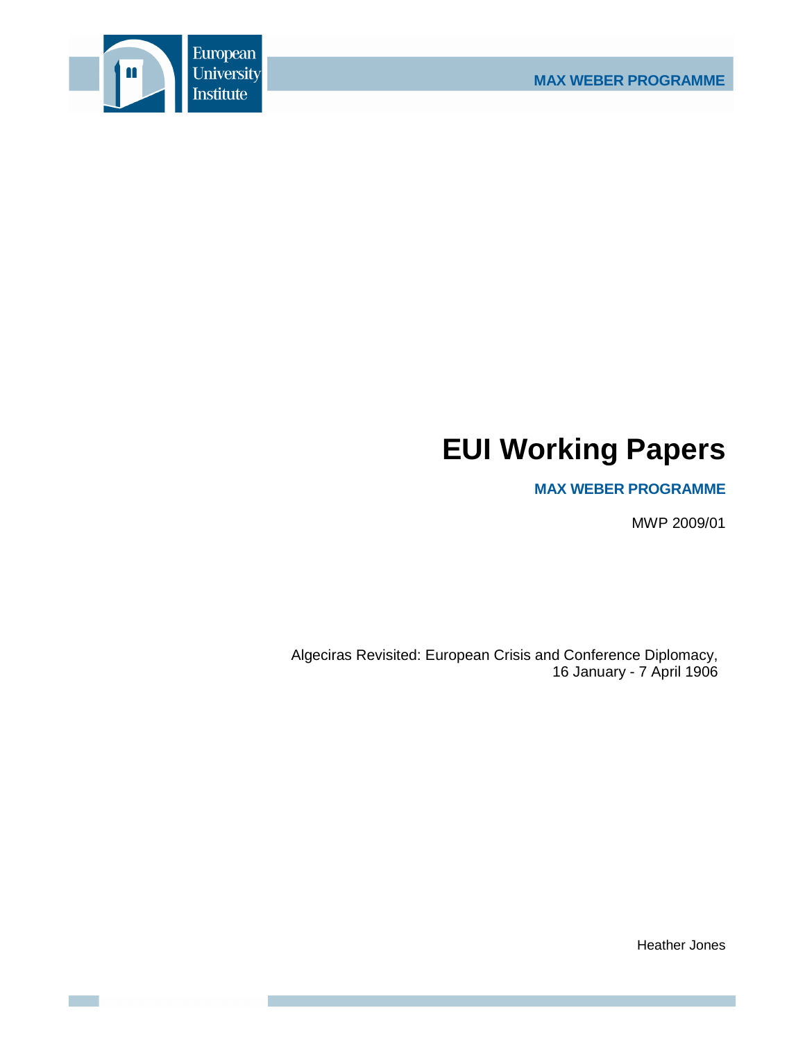MAX WEBER PROGRAMME

# EUI Working Papers

**MAX WEBER PROGRAMME**

MWP 2009/01

Algeciras Revisited: European Crisis and Conference Diplomacy, 16 January - 7 April 1906

Heather Jones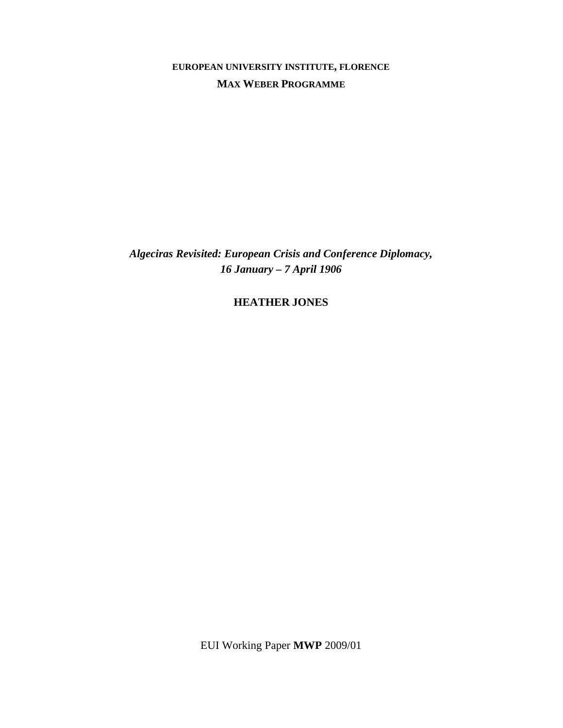**EUROPEAN UNIVERSITY INSTITUTE, FLORENCE**

**MAX WEBER PROGRAMME**

***Algeciras Revisited: European Crisis and Conference Diplomacy, 16 January – 7 April 1906***

**HEATHER JONES**

EUI Working Paper **MWP** 2009/01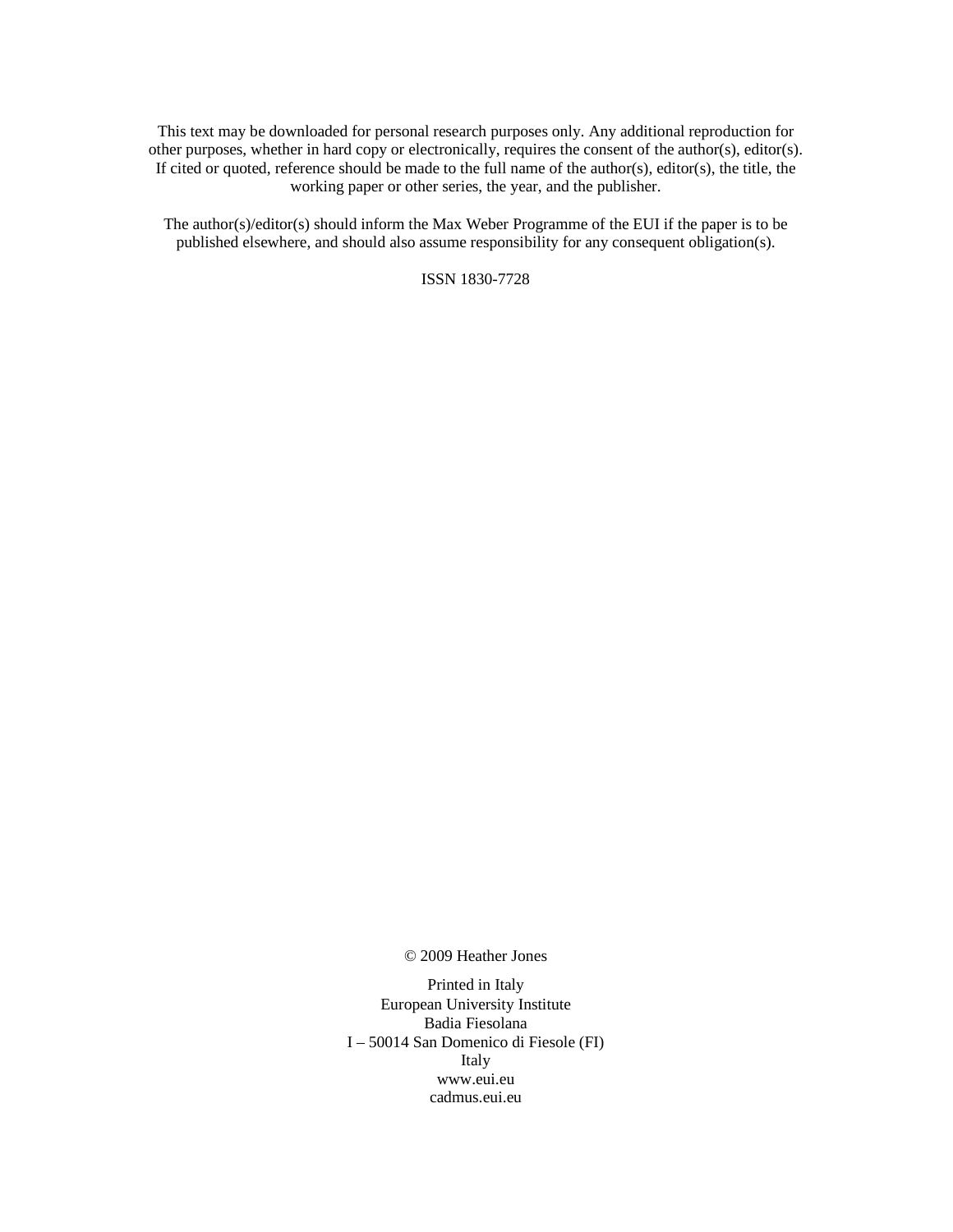This text may be downloaded for personal research purposes only. Any additional reproduction for other purposes, whether in hard copy or electronically, requires the consent of the author(s), editor(s). If cited or quoted, reference should be made to the full name of the author(s), editor(s), the title, the working paper or other series, the year, and the publisher.

The author(s)/editor(s) should inform the Max Weber Programme of the EUI if the paper is to be published elsewhere, and should also assume responsibility for any consequent obligation(s).

ISSN 1830-7728

© 2009 Heather Jones

Printed in Italy
European University Institute
Badia Fiesolana
I – 50014 San Domenico di Fiesole (FI)
Italy
www.eui.eu
cadmus.eui.eu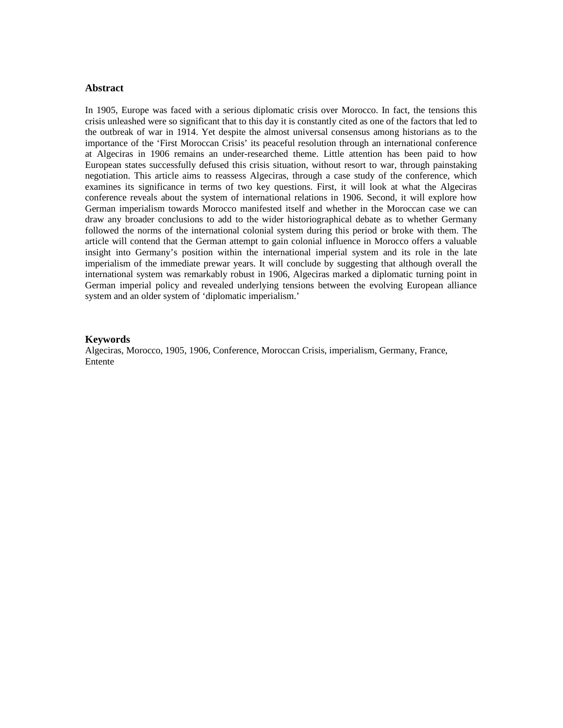## Abstract

In 1905, Europe was faced with a serious diplomatic crisis over Morocco. In fact, the tensions this crisis unleashed were so significant that to this day it is constantly cited as one of the factors that led to the outbreak of war in 1914. Yet despite the almost universal consensus among historians as to the importance of the 'First Moroccan Crisis' its peaceful resolution through an international conference at Algeciras in 1906 remains an under-researched theme. Little attention has been paid to how European states successfully defused this crisis situation, without resort to war, through painstaking negotiation. This article aims to reassess Algeciras, through a case study of the conference, which examines its significance in terms of two key questions. First, it will look at what the Algeciras conference reveals about the system of international relations in 1906. Second, it will explore how German imperialism towards Morocco manifested itself and whether in the Moroccan case we can draw any broader conclusions to add to the wider historiographical debate as to whether Germany followed the norms of the international colonial system during this period or broke with them. The article will contend that the German attempt to gain colonial influence in Morocco offers a valuable insight into Germany's position within the international imperial system and its role in the late imperialism of the immediate prewar years. It will conclude by suggesting that although overall the international system was remarkably robust in 1906, Algeciras marked a diplomatic turning point in German imperial policy and revealed underlying tensions between the evolving European alliance system and an older system of 'diplomatic imperialism.'

## Keywords

Algeciras, Morocco, 1905, 1906, Conference, Moroccan Crisis, imperialism, Germany, France, Entente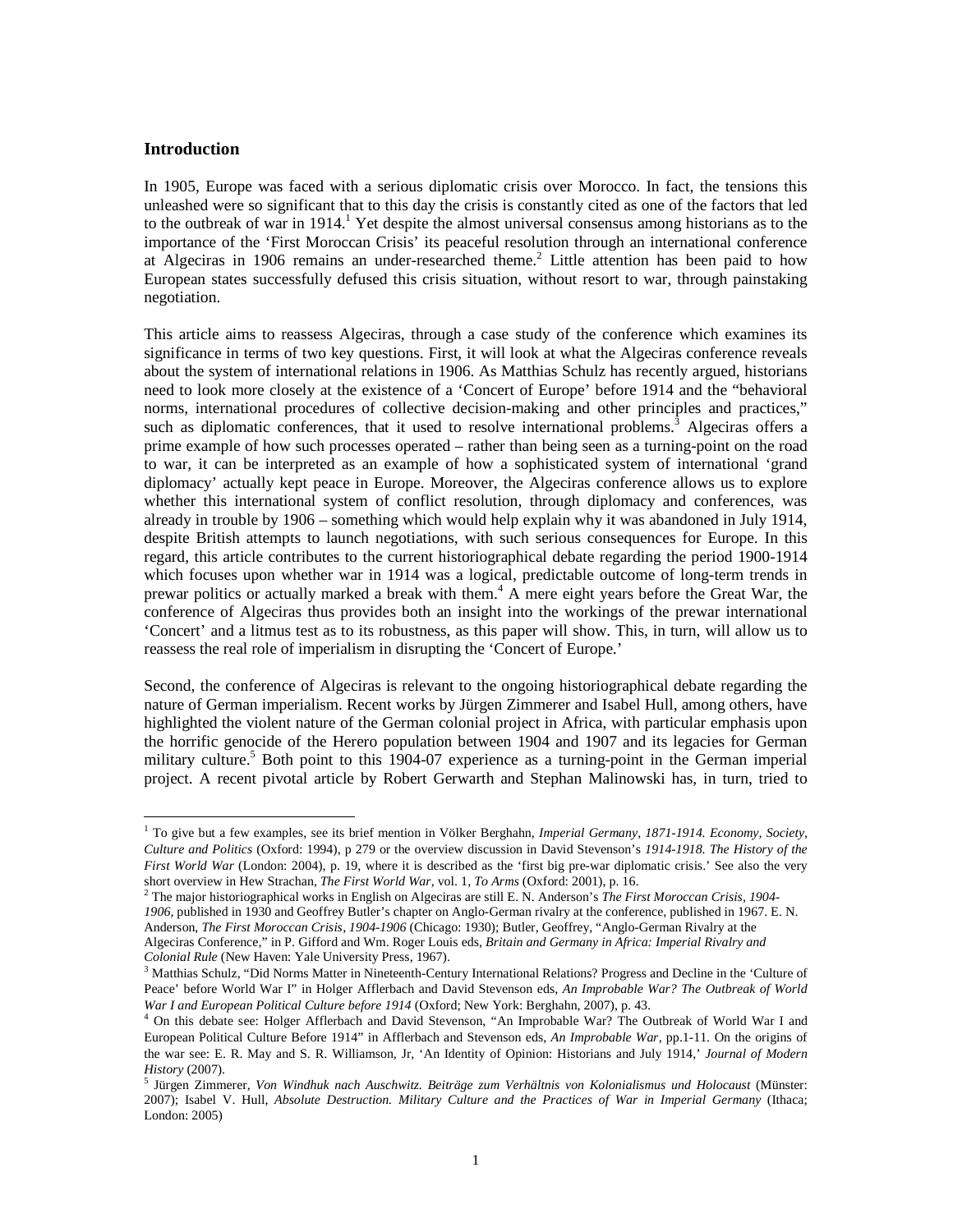## Introduction

In 1905, Europe was faced with a serious diplomatic crisis over Morocco. In fact, the tensions this unleashed were so significant that to this day the crisis is constantly cited as one of the factors that led to the outbreak of war in 1914.[1] Yet despite the almost universal consensus among historians as to the importance of the 'First Moroccan Crisis' its peaceful resolution through an international conference at Algeciras in 1906 remains an under-researched theme.[2] Little attention has been paid to how European states successfully defused this crisis situation, without resort to war, through painstaking negotiation.

This article aims to reassess Algeciras, through a case study of the conference which examines its significance in terms of two key questions. First, it will look at what the Algeciras conference reveals about the system of international relations in 1906. As Matthias Schulz has recently argued, historians need to look more closely at the existence of a 'Concert of Europe' before 1914 and the "behavioral norms, international procedures of collective decision-making and other principles and practices," such as diplomatic conferences, that it used to resolve international problems.[3] Algeciras offers a prime example of how such processes operated – rather than being seen as a turning-point on the road to war, it can be interpreted as an example of how a sophisticated system of international 'grand diplomacy' actually kept peace in Europe. Moreover, the Algeciras conference allows us to explore whether this international system of conflict resolution, through diplomacy and conferences, was already in trouble by 1906 – something which would help explain why it was abandoned in July 1914, despite British attempts to launch negotiations, with such serious consequences for Europe. In this regard, this article contributes to the current historiographical debate regarding the period 1900-1914 which focuses upon whether war in 1914 was a logical, predictable outcome of long-term trends in prewar politics or actually marked a break with them.[4] A mere eight years before the Great War, the conference of Algeciras thus provides both an insight into the workings of the prewar international 'Concert' and a litmus test as to its robustness, as this paper will show. This, in turn, will allow us to reassess the real role of imperialism in disrupting the 'Concert of Europe.'

Second, the conference of Algeciras is relevant to the ongoing historiographical debate regarding the nature of German imperialism. Recent works by Jürgen Zimmerer and Isabel Hull, among others, have highlighted the violent nature of the German colonial project in Africa, with particular emphasis upon the horrific genocide of the Herero population between 1904 and 1907 and its legacies for German military culture.[5] Both point to this 1904-07 experience as a turning-point in the German imperial project. A recent pivotal article by Robert Gerwarth and Stephan Malinowski has, in turn, tried to

---

[1] To give but a few examples, see its brief mention in Völker Berghahn, *Imperial Germany, 1871-1914. Economy, Society, Culture and Politics* (Oxford: 1994), p 279 or the overview discussion in David Stevenson's *1914-1918. The History of the First World War* (London: 2004), p. 19, where it is described as the 'first big pre-war diplomatic crisis.' See also the very short overview in Hew Strachan, *The First World War*, vol. 1, *To Arms* (Oxford: 2001), p. 16.

[2] The major historiographical works in English on Algeciras are still E. N. Anderson's *The First Moroccan Crisis, 1904-1906*, published in 1930 and Geoffrey Butler's chapter on Anglo-German rivalry at the conference, published in 1967. E. N. Anderson, *The First Moroccan Crisis, 1904-1906* (Chicago: 1930); Butler, Geoffrey, "Anglo-German Rivalry at the Algeciras Conference," in P. Gifford and Wm. Roger Louis eds, *Britain and Germany in Africa: Imperial Rivalry and Colonial Rule* (New Haven: Yale University Press, 1967).

[3] Matthias Schulz, "Did Norms Matter in Nineteenth-Century International Relations? Progress and Decline in the 'Culture of Peace' before World War I" in Holger Afflerbach and David Stevenson eds, *An Improbable War? The Outbreak of World War I and European Political Culture before 1914* (Oxford; New York: Berghahn, 2007), p. 43.

[4] On this debate see: Holger Afflerbach and David Stevenson, "An Improbable War? The Outbreak of World War I and European Political Culture Before 1914" in Afflerbach and Stevenson eds, *An Improbable War*, pp.1-11. On the origins of the war see: E. R. May and S. R. Williamson, Jr, 'An Identity of Opinion: Historians and July 1914,' *Journal of Modern History* (2007).

[5] Jürgen Zimmerer, *Von Windhuk nach Auschwitz. Beiträge zum Verhältnis von Kolonialismus und Holocaust* (Münster: 2007); Isabel V. Hull, *Absolute Destruction. Military Culture and the Practices of War in Imperial Germany* (Ithaca; London: 2005)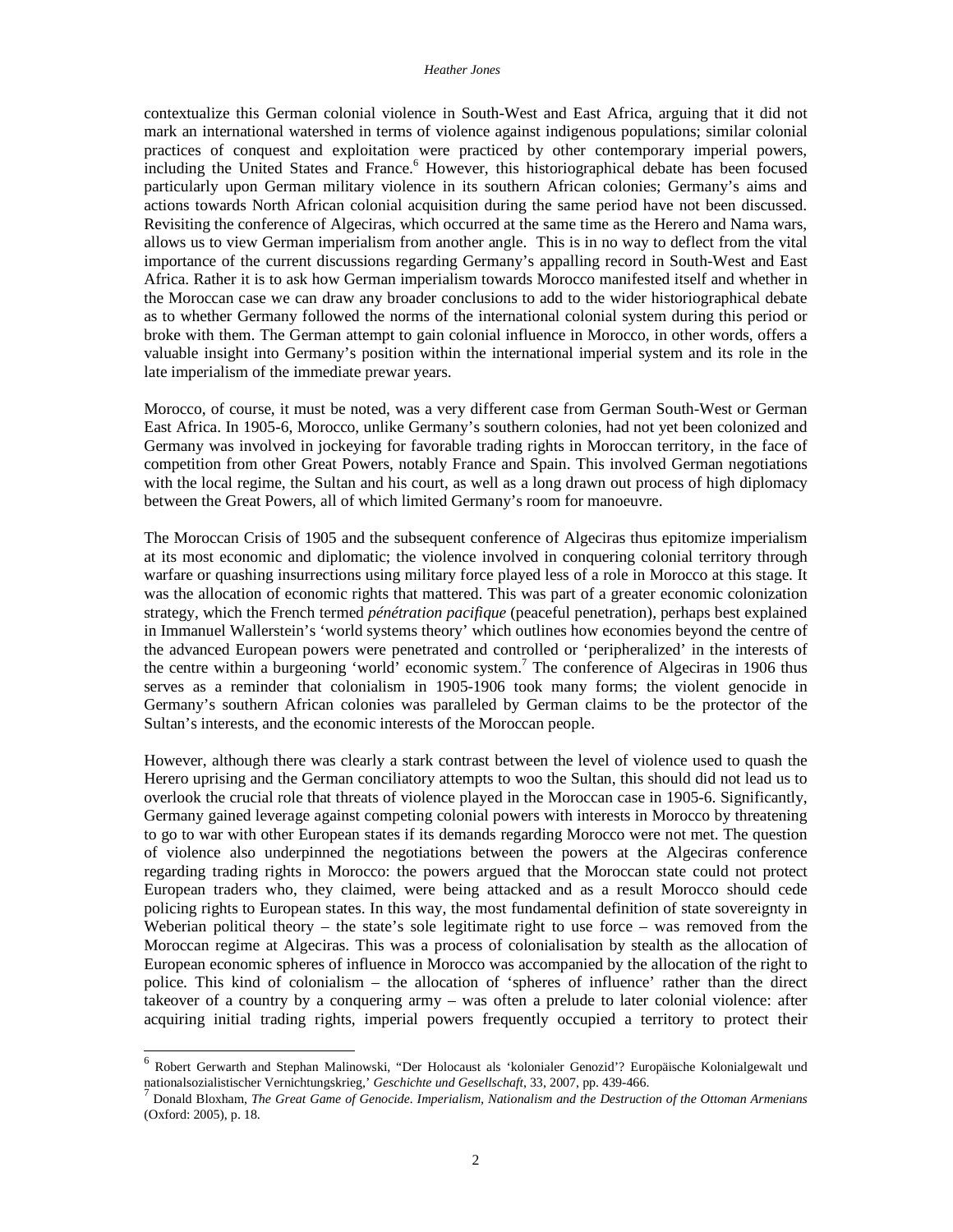contextualize this German colonial violence in South-West and East Africa, arguing that it did not mark an international watershed in terms of violence against indigenous populations; similar colonial practices of conquest and exploitation were practiced by other contemporary imperial powers, including the United States and France.[6] However, this historiographical debate has been focused particularly upon German military violence in its southern African colonies; Germany's aims and actions towards North African colonial acquisition during the same period have not been discussed. Revisiting the conference of Algeciras, which occurred at the same time as the Herero and Nama wars, allows us to view German imperialism from another angle. This is in no way to deflect from the vital importance of the current discussions regarding Germany's appalling record in South-West and East Africa. Rather it is to ask how German imperialism towards Morocco manifested itself and whether in the Moroccan case we can draw any broader conclusions to add to the wider historiographical debate as to whether Germany followed the norms of the international colonial system during this period or broke with them. The German attempt to gain colonial influence in Morocco, in other words, offers a valuable insight into Germany's position within the international imperial system and its role in the late imperialism of the immediate prewar years.

Morocco, of course, it must be noted, was a very different case from German South-West or German East Africa. In 1905-6, Morocco, unlike Germany's southern colonies, had not yet been colonized and Germany was involved in jockeying for favorable trading rights in Moroccan territory, in the face of competition from other Great Powers, notably France and Spain. This involved German negotiations with the local regime, the Sultan and his court, as well as a long drawn out process of high diplomacy between the Great Powers, all of which limited Germany's room for manoeuvre.

The Moroccan Crisis of 1905 and the subsequent conference of Algeciras thus epitomize imperialism at its most economic and diplomatic; the violence involved in conquering colonial territory through warfare or quashing insurrections using military force played less of a role in Morocco at this stage. It was the allocation of economic rights that mattered. This was part of a greater economic colonization strategy, which the French termed *pénétration pacifique* (peaceful penetration), perhaps best explained in Immanuel Wallerstein's 'world systems theory' which outlines how economies beyond the centre of the advanced European powers were penetrated and controlled or 'peripheralized' in the interests of the centre within a burgeoning 'world' economic system.[7] The conference of Algeciras in 1906 thus serves as a reminder that colonialism in 1905-1906 took many forms; the violent genocide in Germany's southern African colonies was paralleled by German claims to be the protector of the Sultan's interests, and the economic interests of the Moroccan people.

However, although there was clearly a stark contrast between the level of violence used to quash the Herero uprising and the German conciliatory attempts to woo the Sultan, this should did not lead us to overlook the crucial role that threats of violence played in the Moroccan case in 1905-6. Significantly, Germany gained leverage against competing colonial powers with interests in Morocco by threatening to go to war with other European states if its demands regarding Morocco were not met. The question of violence also underpinned the negotiations between the powers at the Algeciras conference regarding trading rights in Morocco: the powers argued that the Moroccan state could not protect European traders who, they claimed, were being attacked and as a result Morocco should cede policing rights to European states. In this way, the most fundamental definition of state sovereignty in Weberian political theory – the state's sole legitimate right to use force – was removed from the Moroccan regime at Algeciras. This was a process of colonialisation by stealth as the allocation of European economic spheres of influence in Morocco was accompanied by the allocation of the right to police. This kind of colonialism – the allocation of 'spheres of influence' rather than the direct takeover of a country by a conquering army – was often a prelude to later colonial violence: after acquiring initial trading rights, imperial powers frequently occupied a territory to protect their

[6] Robert Gerwarth and Stephan Malinowski, "Der Holocaust als 'kolonialer Genozid'? Europäische Kolonialgewalt und nationalsozialistischer Vernichtungskrieg,' *Geschichte und Gesellschaft*, 33, 2007, pp. 439-466.

[7] Donald Bloxham, *The Great Game of Genocide. Imperialism, Nationalism and the Destruction of the Ottoman Armenians* (Oxford: 2005), p. 18.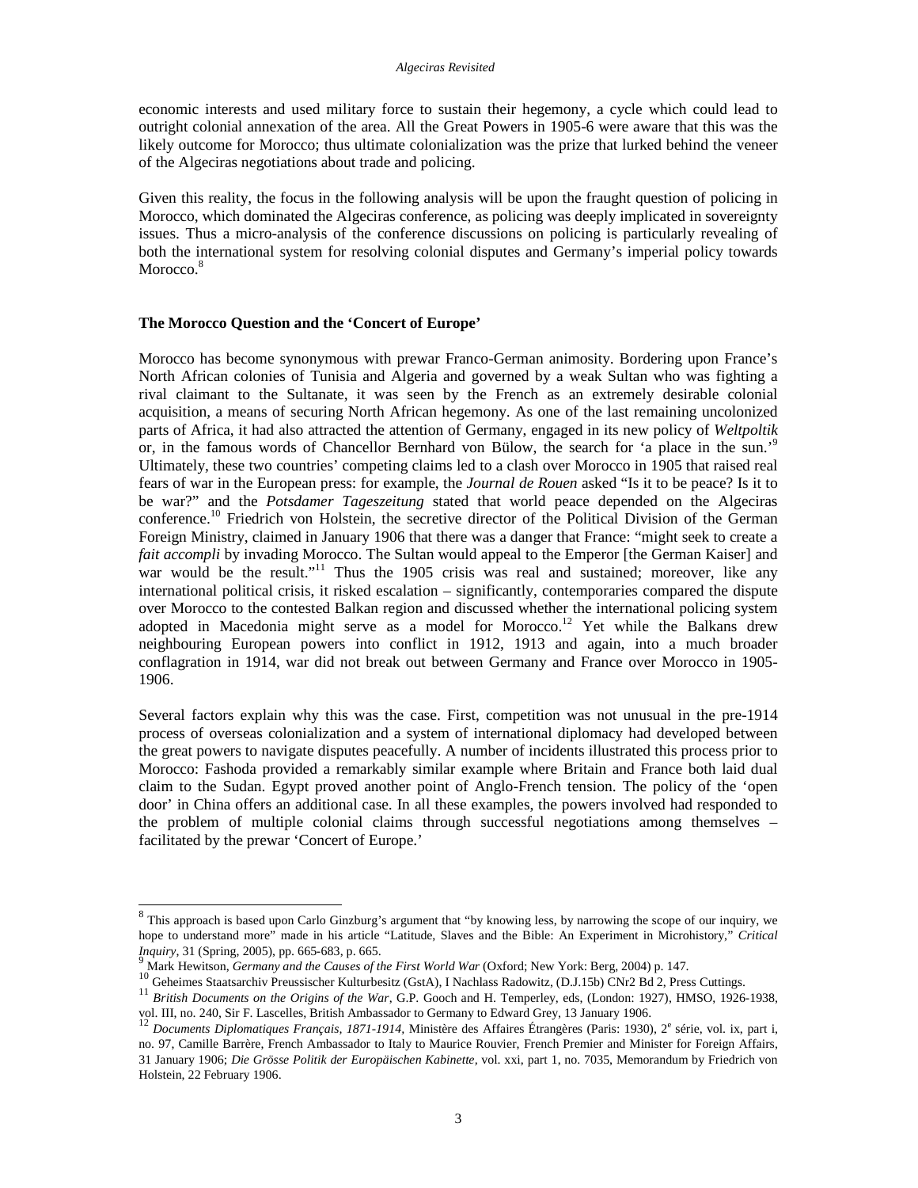economic interests and used military force to sustain their hegemony, a cycle which could lead to outright colonial annexation of the area. All the Great Powers in 1905-6 were aware that this was the likely outcome for Morocco; thus ultimate colonialization was the prize that lurked behind the veneer of the Algeciras negotiations about trade and policing.

Given this reality, the focus in the following analysis will be upon the fraught question of policing in Morocco, which dominated the Algeciras conference, as policing was deeply implicated in sovereignty issues. Thus a micro-analysis of the conference discussions on policing is particularly revealing of both the international system for resolving colonial disputes and Germany's imperial policy towards Morocco.[8]

**The Morocco Question and the 'Concert of Europe'**

Morocco has become synonymous with prewar Franco-German animosity. Bordering upon France's North African colonies of Tunisia and Algeria and governed by a weak Sultan who was fighting a rival claimant to the Sultanate, it was seen by the French as an extremely desirable colonial acquisition, a means of securing North African hegemony. As one of the last remaining uncolonized parts of Africa, it had also attracted the attention of Germany, engaged in its new policy of *Weltpoltik* or, in the famous words of Chancellor Bernhard von Bülow, the search for 'a place in the sun.'[9] Ultimately, these two countries' competing claims led to a clash over Morocco in 1905 that raised real fears of war in the European press: for example, the *Journal de Rouen* asked "Is it to be peace? Is it to be war?" and the *Potsdamer Tageszeitung* stated that world peace depended on the Algeciras conference.[10] Friedrich von Holstein, the secretive director of the Political Division of the German Foreign Ministry, claimed in January 1906 that there was a danger that France: "might seek to create a *fait accompli* by invading Morocco. The Sultan would appeal to the Emperor [the German Kaiser] and war would be the result."[11] Thus the 1905 crisis was real and sustained; moreover, like any international political crisis, it risked escalation – significantly, contemporaries compared the dispute over Morocco to the contested Balkan region and discussed whether the international policing system adopted in Macedonia might serve as a model for Morocco.[12] Yet while the Balkans drew neighbouring European powers into conflict in 1912, 1913 and again, into a much broader conflagration in 1914, war did not break out between Germany and France over Morocco in 1905-1906.

Several factors explain why this was the case. First, competition was not unusual in the pre-1914 process of overseas colonialization and a system of international diplomacy had developed between the great powers to navigate disputes peacefully. A number of incidents illustrated this process prior to Morocco: Fashoda provided a remarkably similar example where Britain and France both laid dual claim to the Sudan. Egypt proved another point of Anglo-French tension. The policy of the 'open door' in China offers an additional case. In all these examples, the powers involved had responded to the problem of multiple colonial claims through successful negotiations among themselves – facilitated by the prewar 'Concert of Europe.'

---

[8] This approach is based upon Carlo Ginzburg's argument that "by knowing less, by narrowing the scope of our inquiry, we hope to understand more" made in his article "Latitude, Slaves and the Bible: An Experiment in Microhistory," *Critical Inquiry*, 31 (Spring, 2005), pp. 665-683, p. 665.

[9] Mark Hewitson, *Germany and the Causes of the First World War* (Oxford; New York: Berg, 2004) p. 147.

[10] Geheimes Staatsarchiv Preussischer Kulturbesitz (GstA), I Nachlass Radowitz, (D.J.15b) CNr2 Bd 2, Press Cuttings.

[11] *British Documents on the Origins of the War*, G.P. Gooch and H. Temperley, eds, (London: 1927), HMSO, 1926-1938, vol. III, no. 240, Sir F. Lascelles, British Ambassador to Germany to Edward Grey, 13 January 1906.

[12] *Documents Diplomatiques Français, 1871-1914*, Ministère des Affaires Étrangères (Paris: 1930), 2e série, vol. ix, part i, no. 97, Camille Barrère, French Ambassador to Italy to Maurice Rouvier, French Premier and Minister for Foreign Affairs, 31 January 1906; *Die Grösse Politik der Europäischen Kabinette*, vol. xxi, part 1, no. 7035, Memorandum by Friedrich von Holstein, 22 February 1906.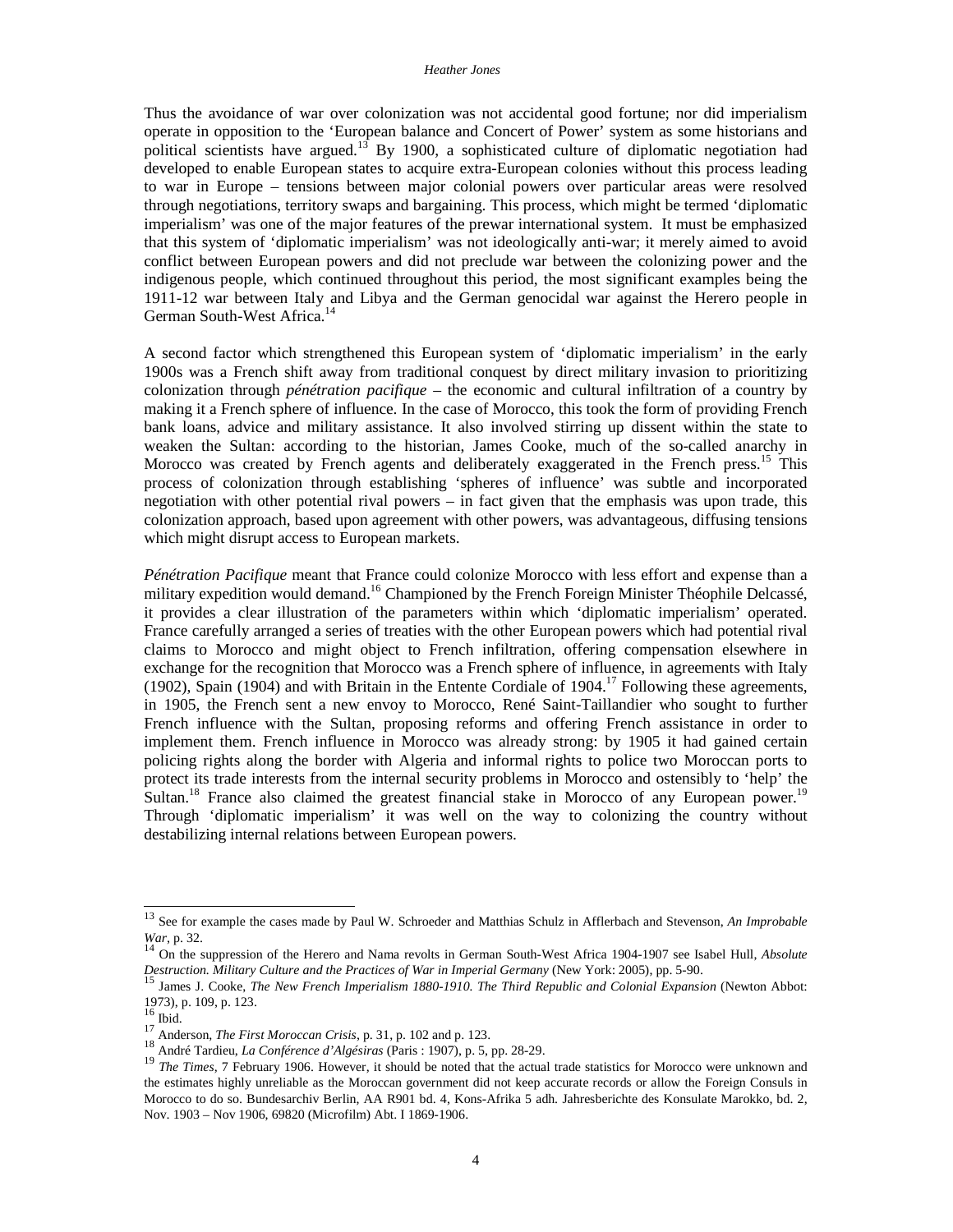Thus the avoidance of war over colonization was not accidental good fortune; nor did imperialism operate in opposition to the 'European balance and Concert of Power' system as some historians and political scientists have argued.[13] By 1900, a sophisticated culture of diplomatic negotiation had developed to enable European states to acquire extra-European colonies without this process leading to war in Europe – tensions between major colonial powers over particular areas were resolved through negotiations, territory swaps and bargaining. This process, which might be termed 'diplomatic imperialism' was one of the major features of the prewar international system. It must be emphasized that this system of 'diplomatic imperialism' was not ideologically anti-war; it merely aimed to avoid conflict between European powers and did not preclude war between the colonizing power and the indigenous people, which continued throughout this period, the most significant examples being the 1911-12 war between Italy and Libya and the German genocidal war against the Herero people in German South-West Africa.[14]

A second factor which strengthened this European system of 'diplomatic imperialism' in the early 1900s was a French shift away from traditional conquest by direct military invasion to prioritizing colonization through *pénétration pacifique* – the economic and cultural infiltration of a country by making it a French sphere of influence. In the case of Morocco, this took the form of providing French bank loans, advice and military assistance. It also involved stirring up dissent within the state to weaken the Sultan: according to the historian, James Cooke, much of the so-called anarchy in Morocco was created by French agents and deliberately exaggerated in the French press.[15] This process of colonization through establishing 'spheres of influence' was subtle and incorporated negotiation with other potential rival powers – in fact given that the emphasis was upon trade, this colonization approach, based upon agreement with other powers, was advantageous, diffusing tensions which might disrupt access to European markets.

*Pénétration Pacifique* meant that France could colonize Morocco with less effort and expense than a military expedition would demand.[16] Championed by the French Foreign Minister Théophile Delcassé, it provides a clear illustration of the parameters within which 'diplomatic imperialism' operated. France carefully arranged a series of treaties with the other European powers which had potential rival claims to Morocco and might object to French infiltration, offering compensation elsewhere in exchange for the recognition that Morocco was a French sphere of influence, in agreements with Italy (1902), Spain (1904) and with Britain in the Entente Cordiale of 1904.[17] Following these agreements, in 1905, the French sent a new envoy to Morocco, René Saint-Taillandier who sought to further French influence with the Sultan, proposing reforms and offering French assistance in order to implement them. French influence in Morocco was already strong: by 1905 it had gained certain policing rights along the border with Algeria and informal rights to police two Moroccan ports to protect its trade interests from the internal security problems in Morocco and ostensibly to 'help' the Sultan.[18] France also claimed the greatest financial stake in Morocco of any European power.[19] Through 'diplomatic imperialism' it was well on the way to colonizing the country without destabilizing internal relations between European powers.

---

[13] See for example the cases made by Paul W. Schroeder and Matthias Schulz in Afflerbach and Stevenson, *An Improbable War*, p. 32.

[14] On the suppression of the Herero and Nama revolts in German South-West Africa 1904-1907 see Isabel Hull, *Absolute Destruction. Military Culture and the Practices of War in Imperial Germany* (New York: 2005), pp. 5-90.

[15] James J. Cooke, *The New French Imperialism 1880-1910. The Third Republic and Colonial Expansion* (Newton Abbot: 1973), p. 109, p. 123.

[16] Ibid.

[17] Anderson, *The First Moroccan Crisis*, p. 31, p. 102 and p. 123.

[18] André Tardieu, *La Conférence d'Algésiras* (Paris : 1907), p. 5, pp. 28-29.

[19] *The Times*, 7 February 1906. However, it should be noted that the actual trade statistics for Morocco were unknown and the estimates highly unreliable as the Moroccan government did not keep accurate records or allow the Foreign Consuls in Morocco to do so. Bundesarchiv Berlin, AA R901 bd. 4, Kons-Afrika 5 adh. Jahresberichte des Konsulate Marokko, bd. 2, Nov. 1903 – Nov 1906, 69820 (Microfilm) Abt. I 1869-1906.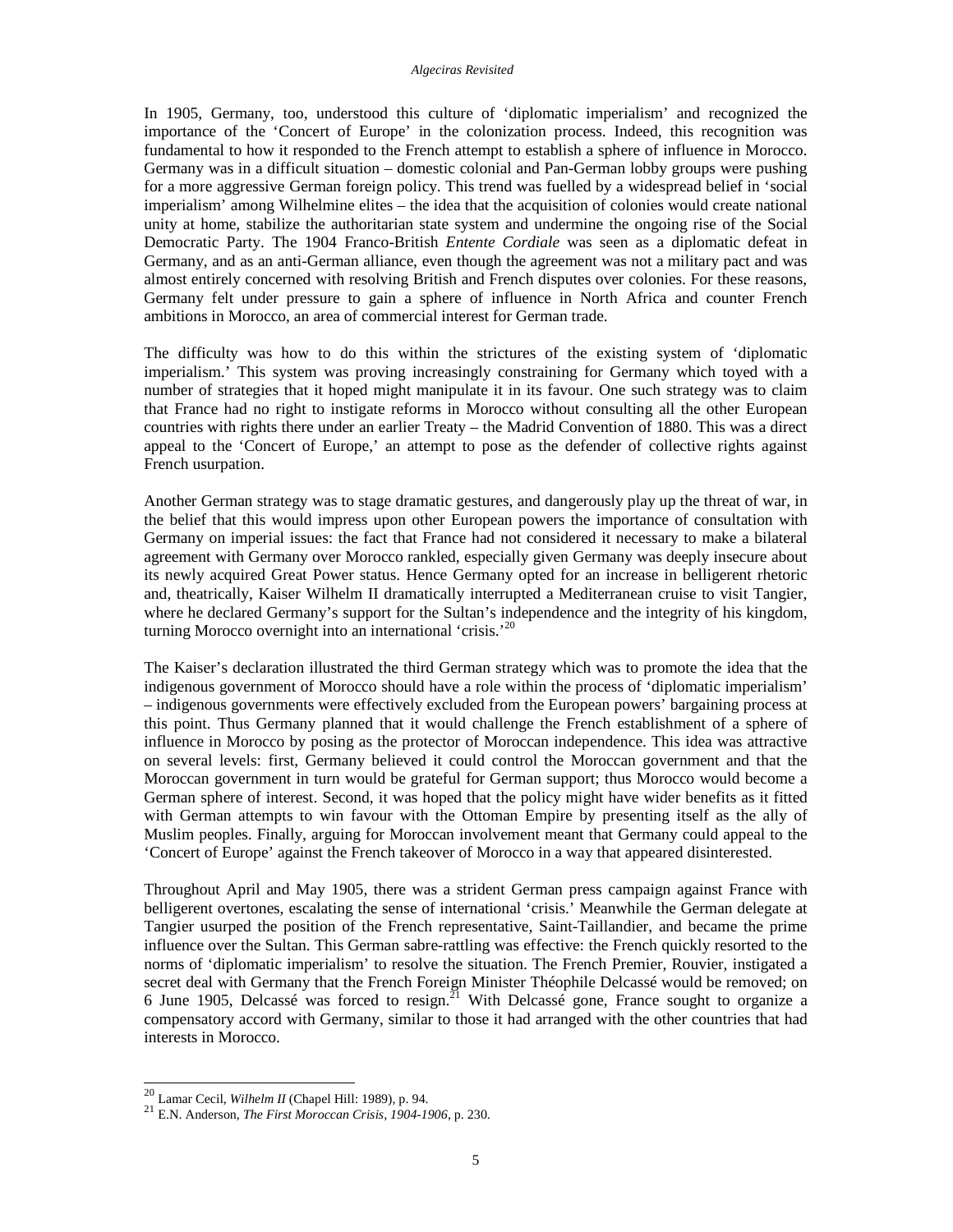In 1905, Germany, too, understood this culture of 'diplomatic imperialism' and recognized the importance of the 'Concert of Europe' in the colonization process. Indeed, this recognition was fundamental to how it responded to the French attempt to establish a sphere of influence in Morocco. Germany was in a difficult situation – domestic colonial and Pan-German lobby groups were pushing for a more aggressive German foreign policy. This trend was fuelled by a widespread belief in 'social imperialism' among Wilhelmine elites – the idea that the acquisition of colonies would create national unity at home, stabilize the authoritarian state system and undermine the ongoing rise of the Social Democratic Party. The 1904 Franco-British *Entente Cordiale* was seen as a diplomatic defeat in Germany, and as an anti-German alliance, even though the agreement was not a military pact and was almost entirely concerned with resolving British and French disputes over colonies. For these reasons, Germany felt under pressure to gain a sphere of influence in North Africa and counter French ambitions in Morocco, an area of commercial interest for German trade.

The difficulty was how to do this within the strictures of the existing system of 'diplomatic imperialism.' This system was proving increasingly constraining for Germany which toyed with a number of strategies that it hoped might manipulate it in its favour. One such strategy was to claim that France had no right to instigate reforms in Morocco without consulting all the other European countries with rights there under an earlier Treaty – the Madrid Convention of 1880. This was a direct appeal to the 'Concert of Europe,' an attempt to pose as the defender of collective rights against French usurpation.

Another German strategy was to stage dramatic gestures, and dangerously play up the threat of war, in the belief that this would impress upon other European powers the importance of consultation with Germany on imperial issues: the fact that France had not considered it necessary to make a bilateral agreement with Germany over Morocco rankled, especially given Germany was deeply insecure about its newly acquired Great Power status. Hence Germany opted for an increase in belligerent rhetoric and, theatrically, Kaiser Wilhelm II dramatically interrupted a Mediterranean cruise to visit Tangier, where he declared Germany's support for the Sultan's independence and the integrity of his kingdom, turning Morocco overnight into an international 'crisis.'[20]

The Kaiser's declaration illustrated the third German strategy which was to promote the idea that the indigenous government of Morocco should have a role within the process of 'diplomatic imperialism' – indigenous governments were effectively excluded from the European powers' bargaining process at this point. Thus Germany planned that it would challenge the French establishment of a sphere of influence in Morocco by posing as the protector of Moroccan independence. This idea was attractive on several levels: first, Germany believed it could control the Moroccan government and that the Moroccan government in turn would be grateful for German support; thus Morocco would become a German sphere of interest. Second, it was hoped that the policy might have wider benefits as it fitted with German attempts to win favour with the Ottoman Empire by presenting itself as the ally of Muslim peoples. Finally, arguing for Moroccan involvement meant that Germany could appeal to the 'Concert of Europe' against the French takeover of Morocco in a way that appeared disinterested.

Throughout April and May 1905, there was a strident German press campaign against France with belligerent overtones, escalating the sense of international 'crisis.' Meanwhile the German delegate at Tangier usurped the position of the French representative, Saint-Taillandier, and became the prime influence over the Sultan. This German sabre-rattling was effective: the French quickly resorted to the norms of 'diplomatic imperialism' to resolve the situation. The French Premier, Rouvier, instigated a secret deal with Germany that the French Foreign Minister Théophile Delcassé would be removed; on 6 June 1905, Delcassé was forced to resign.[21] With Delcassé gone, France sought to organize a compensatory accord with Germany, similar to those it had arranged with the other countries that had interests in Morocco.

---

[20] Lamar Cecil, *Wilhelm II* (Chapel Hill: 1989), p. 94.

[21] E.N. Anderson, *The First Moroccan Crisis, 1904-1906*, p. 230.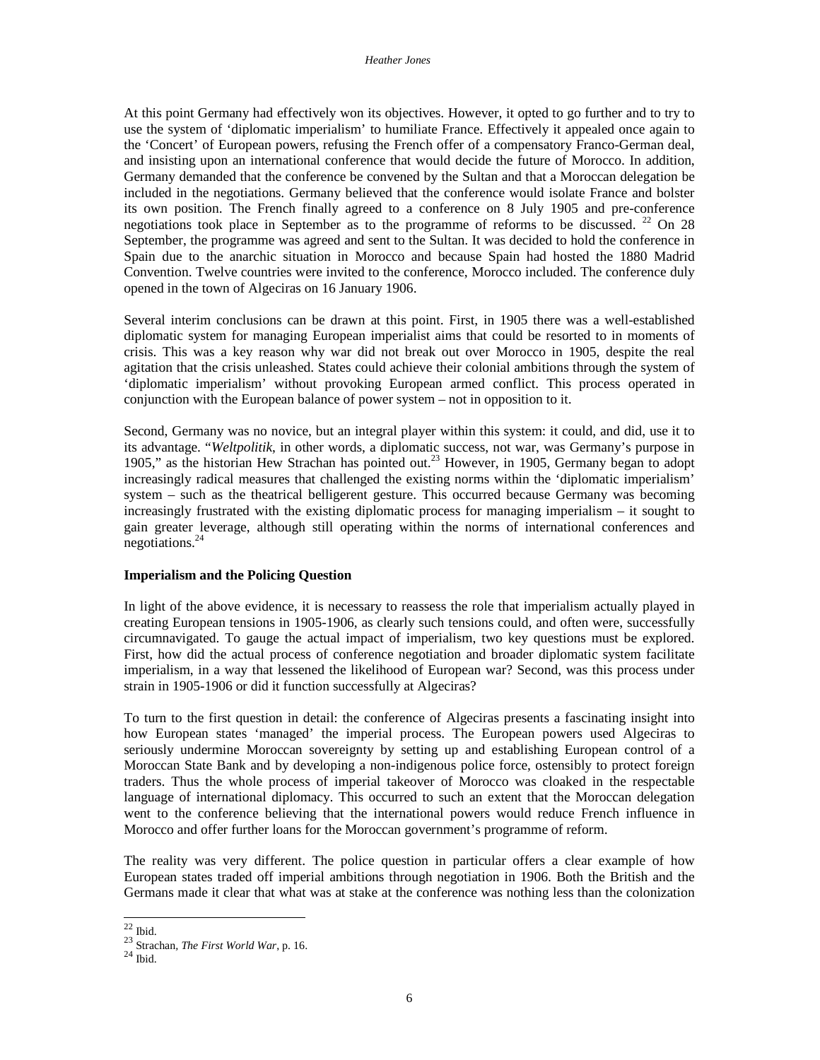At this point Germany had effectively won its objectives. However, it opted to go further and to try to use the system of 'diplomatic imperialism' to humiliate France. Effectively it appealed once again to the 'Concert' of European powers, refusing the French offer of a compensatory Franco-German deal, and insisting upon an international conference that would decide the future of Morocco. In addition, Germany demanded that the conference be convened by the Sultan and that a Moroccan delegation be included in the negotiations. Germany believed that the conference would isolate France and bolster its own position. The French finally agreed to a conference on 8 July 1905 and pre-conference negotiations took place in September as to the programme of reforms to be discussed. [22] On 28 September, the programme was agreed and sent to the Sultan. It was decided to hold the conference in Spain due to the anarchic situation in Morocco and because Spain had hosted the 1880 Madrid Convention. Twelve countries were invited to the conference, Morocco included. The conference duly opened in the town of Algeciras on 16 January 1906.

Several interim conclusions can be drawn at this point. First, in 1905 there was a well-established diplomatic system for managing European imperialist aims that could be resorted to in moments of crisis. This was a key reason why war did not break out over Morocco in 1905, despite the real agitation that the crisis unleashed. States could achieve their colonial ambitions through the system of 'diplomatic imperialism' without provoking European armed conflict. This process operated in conjunction with the European balance of power system – not in opposition to it.

Second, Germany was no novice, but an integral player within this system: it could, and did, use it to its advantage. "*Weltpolitik*, in other words, a diplomatic success, not war, was Germany's purpose in 1905," as the historian Hew Strachan has pointed out.[23] However, in 1905, Germany began to adopt increasingly radical measures that challenged the existing norms within the 'diplomatic imperialism' system – such as the theatrical belligerent gesture. This occurred because Germany was becoming increasingly frustrated with the existing diplomatic process for managing imperialism – it sought to gain greater leverage, although still operating within the norms of international conferences and negotiations.[24]

### Imperialism and the Policing Question

In light of the above evidence, it is necessary to reassess the role that imperialism actually played in creating European tensions in 1905-1906, as clearly such tensions could, and often were, successfully circumnavigated. To gauge the actual impact of imperialism, two key questions must be explored. First, how did the actual process of conference negotiation and broader diplomatic system facilitate imperialism, in a way that lessened the likelihood of European war? Second, was this process under strain in 1905-1906 or did it function successfully at Algeciras?

To turn to the first question in detail: the conference of Algeciras presents a fascinating insight into how European states 'managed' the imperial process. The European powers used Algeciras to seriously undermine Moroccan sovereignty by setting up and establishing European control of a Moroccan State Bank and by developing a non-indigenous police force, ostensibly to protect foreign traders. Thus the whole process of imperial takeover of Morocco was cloaked in the respectable language of international diplomacy. This occurred to such an extent that the Moroccan delegation went to the conference believing that the international powers would reduce French influence in Morocco and offer further loans for the Moroccan government's programme of reform.

The reality was very different. The police question in particular offers a clear example of how European states traded off imperial ambitions through negotiation in 1906. Both the British and the Germans made it clear that what was at stake at the conference was nothing less than the colonization

---

[22] Ibid.

[23] Strachan, *The First World War*, p. 16.

[24] Ibid.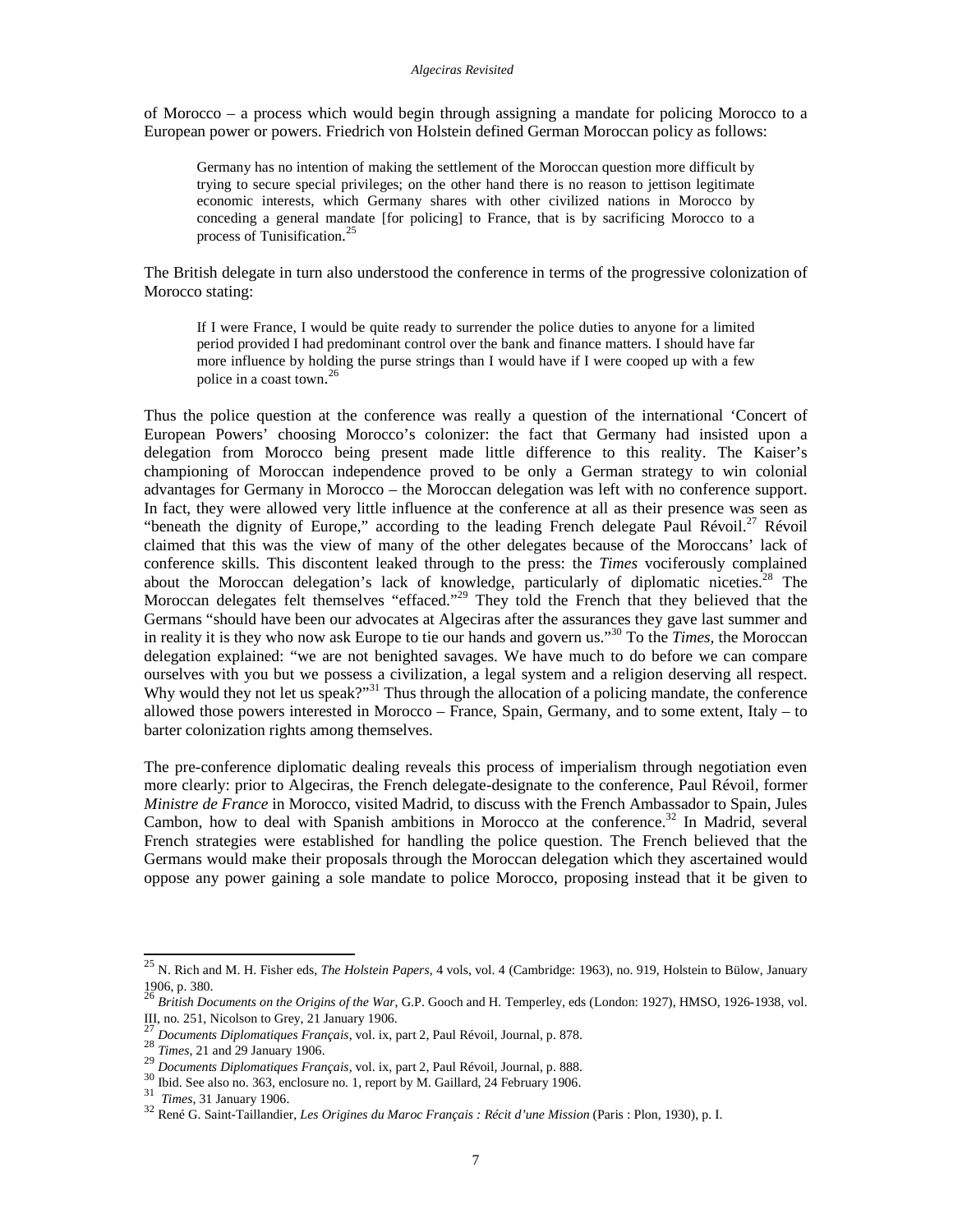of Morocco – a process which would begin through assigning a mandate for policing Morocco to a European power or powers. Friedrich von Holstein defined German Moroccan policy as follows:

> Germany has no intention of making the settlement of the Moroccan question more difficult by trying to secure special privileges; on the other hand there is no reason to jettison legitimate economic interests, which Germany shares with other civilized nations in Morocco by conceding a general mandate [for policing] to France, that is by sacrificing Morocco to a process of Tunisification.[25]

The British delegate in turn also understood the conference in terms of the progressive colonization of Morocco stating:

> If I were France, I would be quite ready to surrender the police duties to anyone for a limited period provided I had predominant control over the bank and finance matters. I should have far more influence by holding the purse strings than I would have if I were cooped up with a few police in a coast town.[26]

Thus the police question at the conference was really a question of the international 'Concert of European Powers' choosing Morocco's colonizer: the fact that Germany had insisted upon a delegation from Morocco being present made little difference to this reality. The Kaiser's championing of Moroccan independence proved to be only a German strategy to win colonial advantages for Germany in Morocco – the Moroccan delegation was left with no conference support. In fact, they were allowed very little influence at the conference at all as their presence was seen as "beneath the dignity of Europe," according to the leading French delegate Paul Révoil.[27] Révoil claimed that this was the view of many of the other delegates because of the Moroccans' lack of conference skills. This discontent leaked through to the press: the *Times* vociferously complained about the Moroccan delegation's lack of knowledge, particularly of diplomatic niceties.[28] The Moroccan delegates felt themselves "effaced."[29] They told the French that they believed that the Germans "should have been our advocates at Algeciras after the assurances they gave last summer and in reality it is they who now ask Europe to tie our hands and govern us."[30] To the *Times*, the Moroccan delegation explained: "we are not benighted savages. We have much to do before we can compare ourselves with you but we possess a civilization, a legal system and a religion deserving all respect. Why would they not let us speak?"[31] Thus through the allocation of a policing mandate, the conference allowed those powers interested in Morocco – France, Spain, Germany, and to some extent, Italy – to barter colonization rights among themselves.

The pre-conference diplomatic dealing reveals this process of imperialism through negotiation even more clearly: prior to Algeciras, the French delegate-designate to the conference, Paul Révoil, former *Ministre de France* in Morocco, visited Madrid, to discuss with the French Ambassador to Spain, Jules Cambon, how to deal with Spanish ambitions in Morocco at the conference.[32] In Madrid, several French strategies were established for handling the police question. The French believed that the Germans would make their proposals through the Moroccan delegation which they ascertained would oppose any power gaining a sole mandate to police Morocco, proposing instead that it be given to

---

[25] N. Rich and M. H. Fisher eds, *The Holstein Papers*, 4 vols, vol. 4 (Cambridge: 1963), no. 919, Holstein to Bülow, January 1906, p. 380.

[26] *British Documents on the Origins of the War*, G.P. Gooch and H. Temperley, eds (London: 1927), HMSO, 1926-1938, vol. III, no. 251, Nicolson to Grey, 21 January 1906.

[27] *Documents Diplomatiques Français*, vol. ix, part 2, Paul Révoil, Journal, p. 878.

[28] *Times*, 21 and 29 January 1906.

[29] *Documents Diplomatiques Français*, vol. ix, part 2, Paul Révoil, Journal, p. 888.

[30] Ibid. See also no. 363, enclosure no. 1, report by M. Gaillard, 24 February 1906.

[31] *Times*, 31 January 1906.

[32] René G. Saint-Taillandier, *Les Origines du Maroc Français : Récit d'une Mission* (Paris : Plon, 1930), p. I.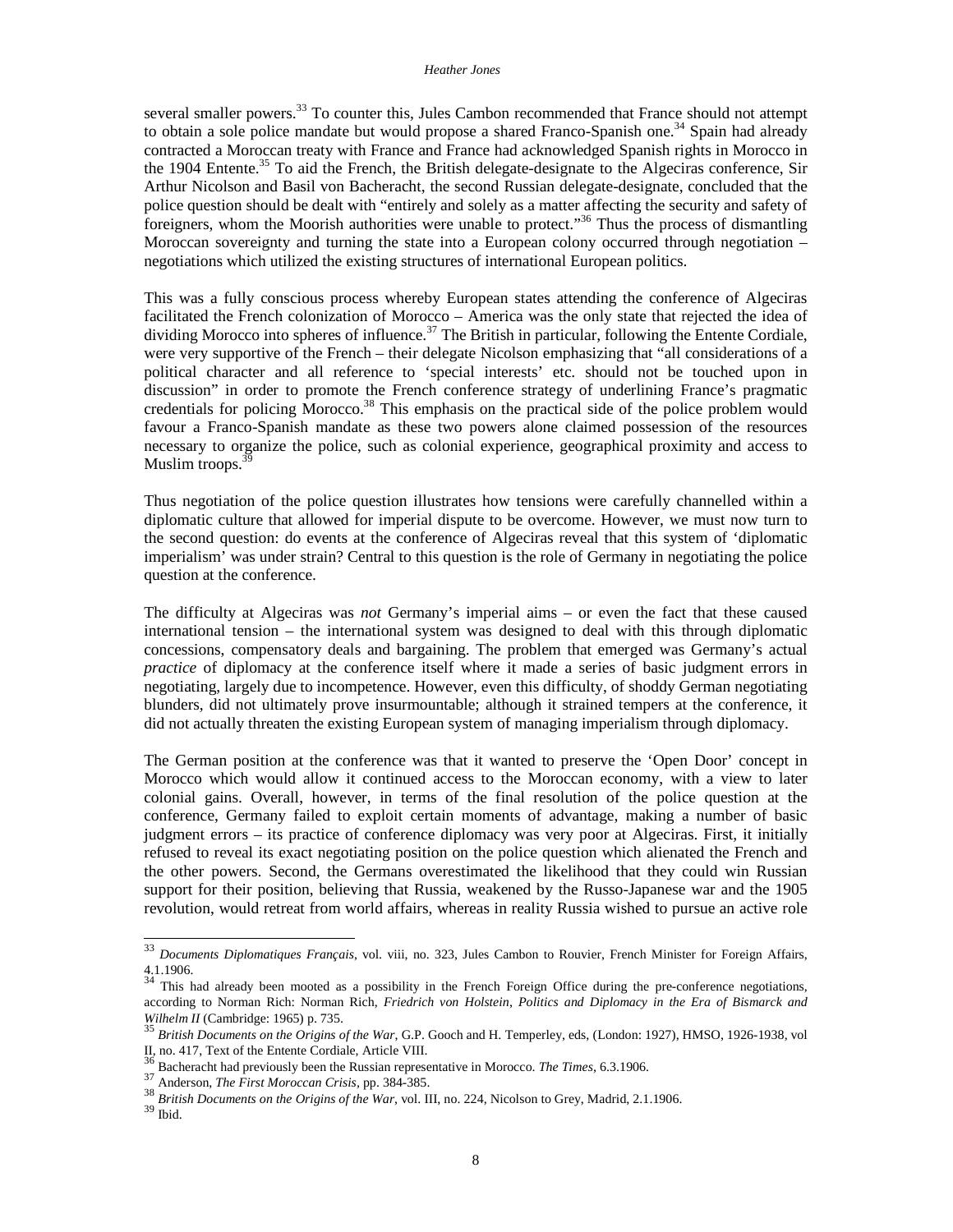several smaller powers.[33] To counter this, Jules Cambon recommended that France should not attempt to obtain a sole police mandate but would propose a shared Franco-Spanish one.[34] Spain had already contracted a Moroccan treaty with France and France had acknowledged Spanish rights in Morocco in the 1904 Entente.[35] To aid the French, the British delegate-designate to the Algeciras conference, Sir Arthur Nicolson and Basil von Bacheracht, the second Russian delegate-designate, concluded that the police question should be dealt with "entirely and solely as a matter affecting the security and safety of foreigners, whom the Moorish authorities were unable to protect."[36] Thus the process of dismantling Moroccan sovereignty and turning the state into a European colony occurred through negotiation – negotiations which utilized the existing structures of international European politics.

This was a fully conscious process whereby European states attending the conference of Algeciras facilitated the French colonization of Morocco – America was the only state that rejected the idea of dividing Morocco into spheres of influence.[37] The British in particular, following the Entente Cordiale, were very supportive of the French – their delegate Nicolson emphasizing that "all considerations of a political character and all reference to 'special interests' etc. should not be touched upon in discussion" in order to promote the French conference strategy of underlining France's pragmatic credentials for policing Morocco.[38] This emphasis on the practical side of the police problem would favour a Franco-Spanish mandate as these two powers alone claimed possession of the resources necessary to organize the police, such as colonial experience, geographical proximity and access to Muslim troops.[39]

Thus negotiation of the police question illustrates how tensions were carefully channelled within a diplomatic culture that allowed for imperial dispute to be overcome. However, we must now turn to the second question: do events at the conference of Algeciras reveal that this system of 'diplomatic imperialism' was under strain? Central to this question is the role of Germany in negotiating the police question at the conference.

The difficulty at Algeciras was *not* Germany's imperial aims – or even the fact that these caused international tension – the international system was designed to deal with this through diplomatic concessions, compensatory deals and bargaining. The problem that emerged was Germany's actual *practice* of diplomacy at the conference itself where it made a series of basic judgment errors in negotiating, largely due to incompetence. However, even this difficulty, of shoddy German negotiating blunders, did not ultimately prove insurmountable; although it strained tempers at the conference, it did not actually threaten the existing European system of managing imperialism through diplomacy.

The German position at the conference was that it wanted to preserve the 'Open Door' concept in Morocco which would allow it continued access to the Moroccan economy, with a view to later colonial gains. Overall, however, in terms of the final resolution of the police question at the conference, Germany failed to exploit certain moments of advantage, making a number of basic judgment errors – its practice of conference diplomacy was very poor at Algeciras. First, it initially refused to reveal its exact negotiating position on the police question which alienated the French and the other powers. Second, the Germans overestimated the likelihood that they could win Russian support for their position, believing that Russia, weakened by the Russo-Japanese war and the 1905 revolution, would retreat from world affairs, whereas in reality Russia wished to pursue an active role

---

[33] *Documents Diplomatiques Français*, vol. viii, no. 323, Jules Cambon to Rouvier, French Minister for Foreign Affairs, 4.1.1906.

[34] This had already been mooted as a possibility in the French Foreign Office during the pre-conference negotiations, according to Norman Rich: Norman Rich, *Friedrich von Holstein, Politics and Diplomacy in the Era of Bismarck and Wilhelm II* (Cambridge: 1965) p. 735.

[35] *British Documents on the Origins of the War*, G.P. Gooch and H. Temperley, eds, (London: 1927), HMSO, 1926-1938, vol II, no. 417, Text of the Entente Cordiale, Article VIII.

[36] Bacheracht had previously been the Russian representative in Morocco. *The Times*, 6.3.1906.

[37] Anderson, *The First Moroccan Crisis*, pp. 384-385.

[38] *British Documents on the Origins of the War*, vol. III, no. 224, Nicolson to Grey, Madrid, 2.1.1906.

[39] Ibid.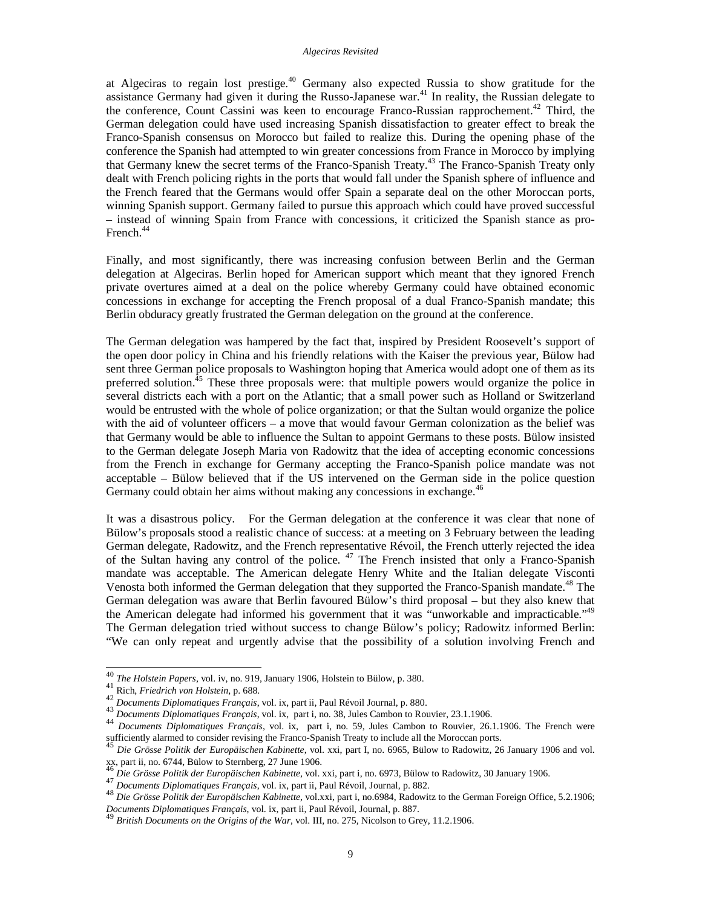at Algeciras to regain lost prestige.[40] Germany also expected Russia to show gratitude for the assistance Germany had given it during the Russo-Japanese war.[41] In reality, the Russian delegate to the conference, Count Cassini was keen to encourage Franco-Russian rapprochement.[42] Third, the German delegation could have used increasing Spanish dissatisfaction to greater effect to break the Franco-Spanish consensus on Morocco but failed to realize this. During the opening phase of the conference the Spanish had attempted to win greater concessions from France in Morocco by implying that Germany knew the secret terms of the Franco-Spanish Treaty.[43] The Franco-Spanish Treaty only dealt with French policing rights in the ports that would fall under the Spanish sphere of influence and the French feared that the Germans would offer Spain a separate deal on the other Moroccan ports, winning Spanish support. Germany failed to pursue this approach which could have proved successful – instead of winning Spain from France with concessions, it criticized the Spanish stance as pro-French.[44]

Finally, and most significantly, there was increasing confusion between Berlin and the German delegation at Algeciras. Berlin hoped for American support which meant that they ignored French private overtures aimed at a deal on the police whereby Germany could have obtained economic concessions in exchange for accepting the French proposal of a dual Franco-Spanish mandate; this Berlin obduracy greatly frustrated the German delegation on the ground at the conference.

The German delegation was hampered by the fact that, inspired by President Roosevelt's support of the open door policy in China and his friendly relations with the Kaiser the previous year, Bülow had sent three German police proposals to Washington hoping that America would adopt one of them as its preferred solution.[45] These three proposals were: that multiple powers would organize the police in several districts each with a port on the Atlantic; that a small power such as Holland or Switzerland would be entrusted with the whole of police organization; or that the Sultan would organize the police with the aid of volunteer officers – a move that would favour German colonization as the belief was that Germany would be able to influence the Sultan to appoint Germans to these posts. Bülow insisted to the German delegate Joseph Maria von Radowitz that the idea of accepting economic concessions from the French in exchange for Germany accepting the Franco-Spanish police mandate was not acceptable – Bülow believed that if the US intervened on the German side in the police question Germany could obtain her aims without making any concessions in exchange.[46]

It was a disastrous policy. For the German delegation at the conference it was clear that none of Bülow's proposals stood a realistic chance of success: at a meeting on 3 February between the leading German delegate, Radowitz, and the French representative Révoil, the French utterly rejected the idea of the Sultan having any control of the police. [47] The French insisted that only a Franco-Spanish mandate was acceptable. The American delegate Henry White and the Italian delegate Visconti Venosta both informed the German delegation that they supported the Franco-Spanish mandate.[48] The German delegation was aware that Berlin favoured Bülow's third proposal – but they also knew that the American delegate had informed his government that it was "unworkable and impracticable."[49] The German delegation tried without success to change Bülow's policy; Radowitz informed Berlin: "We can only repeat and urgently advise that the possibility of a solution involving French and

---

[40] *The Holstein Papers*, vol. iv, no. 919, January 1906, Holstein to Bülow, p. 380.

[41] Rich, *Friedrich von Holstein*, p. 688.

[42] *Documents Diplomatiques Français*, vol. ix, part ii, Paul Révoil Journal, p. 880.

[43] *Documents Diplomatiques Français*, vol. ix, part i, no. 38, Jules Cambon to Rouvier, 23.1.1906.

[44] *Documents Diplomatiques Français*, vol. ix, part i, no. 59, Jules Cambon to Rouvier, 26.1.1906. The French were sufficiently alarmed to consider revising the Franco-Spanish Treaty to include all the Moroccan ports.

[45] *Die Grösse Politik der Europäischen Kabinette*, vol. xxi, part I, no. 6965, Bülow to Radowitz, 26 January 1906 and vol. xx, part ii, no. 6744, Bülow to Sternberg, 27 June 1906.

[46] *Die Grösse Politik der Europäischen Kabinette*, vol. xxi, part i, no. 6973, Bülow to Radowitz, 30 January 1906.

[47] *Documents Diplomatiques Français*, vol. ix, part ii, Paul Révoil, Journal, p. 882.

[48] *Die Grösse Politik der Europäischen Kabinette*, vol.xxi, part i, no.6984, Radowitz to the German Foreign Office, 5.2.1906; *Documents Diplomatiques Français*, vol. ix, part ii, Paul Révoil, Journal, p. 887.

[49] *British Documents on the Origins of the War*, vol. III, no. 275, Nicolson to Grey, 11.2.1906.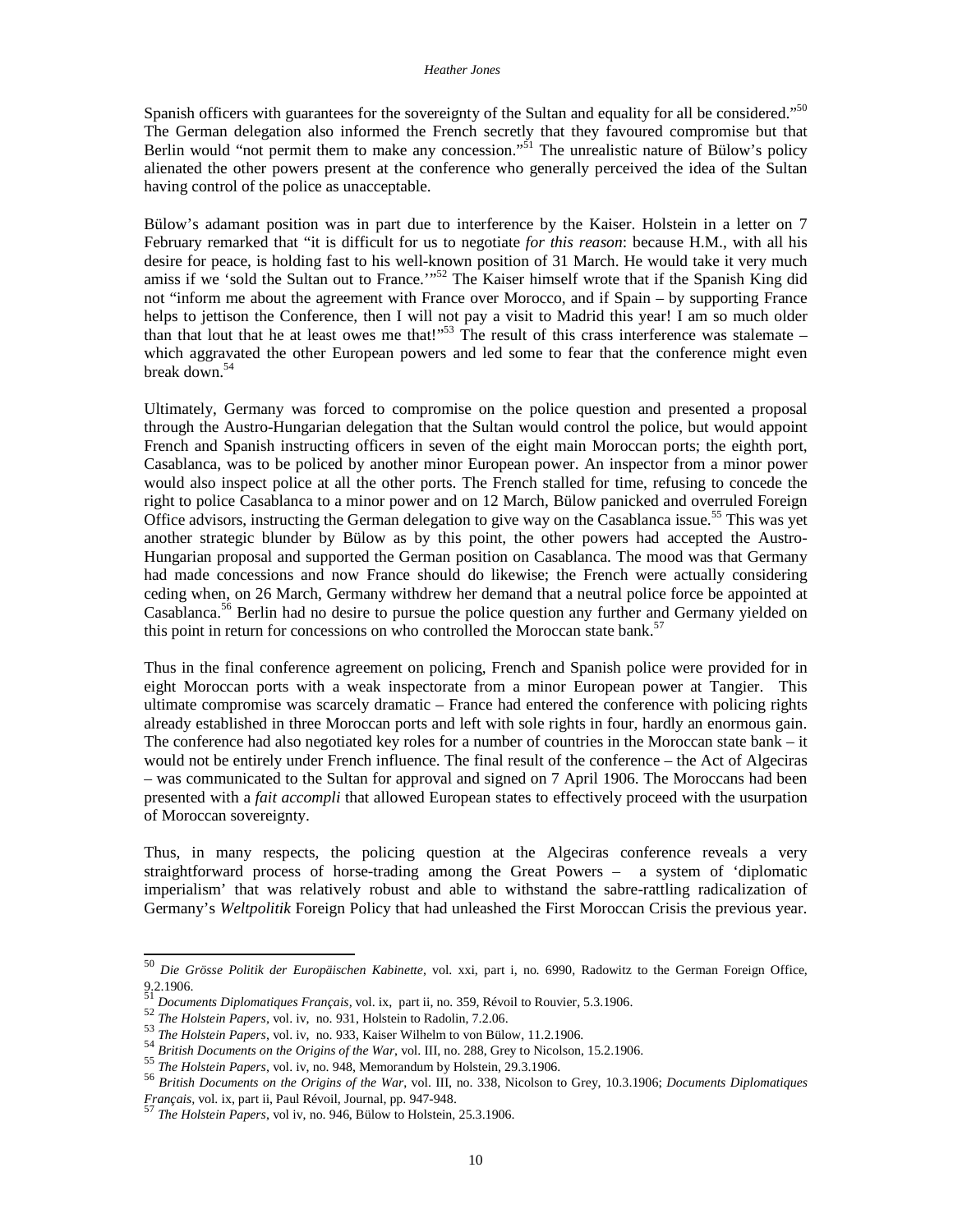Spanish officers with guarantees for the sovereignty of the Sultan and equality for all be considered."[50] The German delegation also informed the French secretly that they favoured compromise but that Berlin would "not permit them to make any concession."[51] The unrealistic nature of Bülow's policy alienated the other powers present at the conference who generally perceived the idea of the Sultan having control of the police as unacceptable.

Bülow's adamant position was in part due to interference by the Kaiser. Holstein in a letter on 7 February remarked that "it is difficult for us to negotiate *for this reason*: because H.M., with all his desire for peace, is holding fast to his well-known position of 31 March. He would take it very much amiss if we 'sold the Sultan out to France.'"[52] The Kaiser himself wrote that if the Spanish King did not "inform me about the agreement with France over Morocco, and if Spain – by supporting France helps to jettison the Conference, then I will not pay a visit to Madrid this year! I am so much older than that lout that he at least owes me that!"[53] The result of this crass interference was stalemate – which aggravated the other European powers and led some to fear that the conference might even break down.[54]

Ultimately, Germany was forced to compromise on the police question and presented a proposal through the Austro-Hungarian delegation that the Sultan would control the police, but would appoint French and Spanish instructing officers in seven of the eight main Moroccan ports; the eighth port, Casablanca, was to be policed by another minor European power. An inspector from a minor power would also inspect police at all the other ports. The French stalled for time, refusing to concede the right to police Casablanca to a minor power and on 12 March, Bülow panicked and overruled Foreign Office advisors, instructing the German delegation to give way on the Casablanca issue.[55] This was yet another strategic blunder by Bülow as by this point, the other powers had accepted the Austro-Hungarian proposal and supported the German position on Casablanca. The mood was that Germany had made concessions and now France should do likewise; the French were actually considering ceding when, on 26 March, Germany withdrew her demand that a neutral police force be appointed at Casablanca.[56] Berlin had no desire to pursue the police question any further and Germany yielded on this point in return for concessions on who controlled the Moroccan state bank.[57]

Thus in the final conference agreement on policing, French and Spanish police were provided for in eight Moroccan ports with a weak inspectorate from a minor European power at Tangier. This ultimate compromise was scarcely dramatic – France had entered the conference with policing rights already established in three Moroccan ports and left with sole rights in four, hardly an enormous gain. The conference had also negotiated key roles for a number of countries in the Moroccan state bank – it would not be entirely under French influence. The final result of the conference – the Act of Algeciras – was communicated to the Sultan for approval and signed on 7 April 1906. The Moroccans had been presented with a *fait accompli* that allowed European states to effectively proceed with the usurpation of Moroccan sovereignty.

Thus, in many respects, the policing question at the Algeciras conference reveals a very straightforward process of horse-trading among the Great Powers – a system of 'diplomatic imperialism' that was relatively robust and able to withstand the sabre-rattling radicalization of Germany's *Weltpolitik* Foreign Policy that had unleashed the First Moroccan Crisis the previous year.

---

[50] *Die Grösse Politik der Europäischen Kabinette*, vol. xxi, part i, no. 6990, Radowitz to the German Foreign Office, 9.2.1906.

[51] *Documents Diplomatiques Français*, vol. ix, part ii, no. 359, Révoil to Rouvier, 5.3.1906.

[52] *The Holstein Papers*, vol. iv, no. 931, Holstein to Radolin, 7.2.06.

[53] *The Holstein Papers*, vol. iv, no. 933, Kaiser Wilhelm to von Bülow, 11.2.1906.

[54] *British Documents on the Origins of the War*, vol. III, no. 288, Grey to Nicolson, 15.2.1906.

[55] *The Holstein Papers*, vol. iv, no. 948, Memorandum by Holstein, 29.3.1906.

[56] *British Documents on the Origins of the War*, vol. III, no. 338, Nicolson to Grey, 10.3.1906; *Documents Diplomatiques Français*, vol. ix, part ii, Paul Révoil, Journal, pp. 947-948.

[57] *The Holstein Papers*, vol iv, no. 946, Bülow to Holstein, 25.3.1906.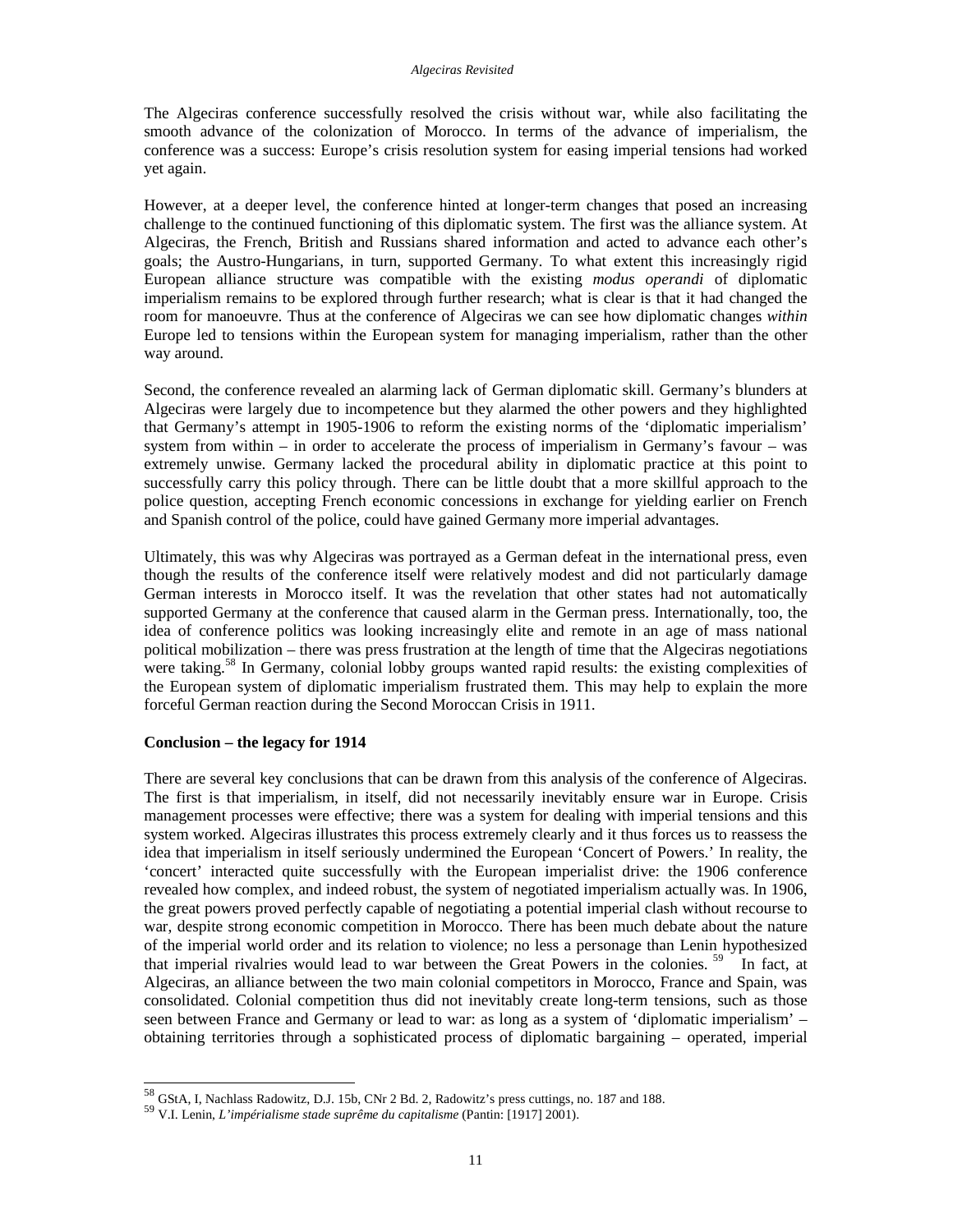The Algeciras conference successfully resolved the crisis without war, while also facilitating the smooth advance of the colonization of Morocco. In terms of the advance of imperialism, the conference was a success: Europe's crisis resolution system for easing imperial tensions had worked yet again.

However, at a deeper level, the conference hinted at longer-term changes that posed an increasing challenge to the continued functioning of this diplomatic system. The first was the alliance system. At Algeciras, the French, British and Russians shared information and acted to advance each other's goals; the Austro-Hungarians, in turn, supported Germany. To what extent this increasingly rigid European alliance structure was compatible with the existing *modus operandi* of diplomatic imperialism remains to be explored through further research; what is clear is that it had changed the room for manoeuvre. Thus at the conference of Algeciras we can see how diplomatic changes *within* Europe led to tensions within the European system for managing imperialism, rather than the other way around.

Second, the conference revealed an alarming lack of German diplomatic skill. Germany's blunders at Algeciras were largely due to incompetence but they alarmed the other powers and they highlighted that Germany's attempt in 1905-1906 to reform the existing norms of the 'diplomatic imperialism' system from within – in order to accelerate the process of imperialism in Germany's favour – was extremely unwise. Germany lacked the procedural ability in diplomatic practice at this point to successfully carry this policy through. There can be little doubt that a more skillful approach to the police question, accepting French economic concessions in exchange for yielding earlier on French and Spanish control of the police, could have gained Germany more imperial advantages.

Ultimately, this was why Algeciras was portrayed as a German defeat in the international press, even though the results of the conference itself were relatively modest and did not particularly damage German interests in Morocco itself. It was the revelation that other states had not automatically supported Germany at the conference that caused alarm in the German press. Internationally, too, the idea of conference politics was looking increasingly elite and remote in an age of mass national political mobilization – there was press frustration at the length of time that the Algeciras negotiations were taking.[58] In Germany, colonial lobby groups wanted rapid results: the existing complexities of the European system of diplomatic imperialism frustrated them. This may help to explain the more forceful German reaction during the Second Moroccan Crisis in 1911.

**Conclusion – the legacy for 1914**

There are several key conclusions that can be drawn from this analysis of the conference of Algeciras. The first is that imperialism, in itself, did not necessarily inevitably ensure war in Europe. Crisis management processes were effective; there was a system for dealing with imperial tensions and this system worked. Algeciras illustrates this process extremely clearly and it thus forces us to reassess the idea that imperialism in itself seriously undermined the European 'Concert of Powers.' In reality, the 'concert' interacted quite successfully with the European imperialist drive: the 1906 conference revealed how complex, and indeed robust, the system of negotiated imperialism actually was. In 1906, the great powers proved perfectly capable of negotiating a potential imperial clash without recourse to war, despite strong economic competition in Morocco. There has been much debate about the nature of the imperial world order and its relation to violence; no less a personage than Lenin hypothesized that imperial rivalries would lead to war between the Great Powers in the colonies.[59] In fact, at Algeciras, an alliance between the two main colonial competitors in Morocco, France and Spain, was consolidated. Colonial competition thus did not inevitably create long-term tensions, such as those seen between France and Germany or lead to war: as long as a system of 'diplomatic imperialism' – obtaining territories through a sophisticated process of diplomatic bargaining – operated, imperial

[58] GStA, I, Nachlass Radowitz, D.J. 15b, CNr 2 Bd. 2, Radowitz's press cuttings, no. 187 and 188.

[59] V.I. Lenin, *L'impérialisme stade suprême du capitalisme* (Pantin: [1917] 2001).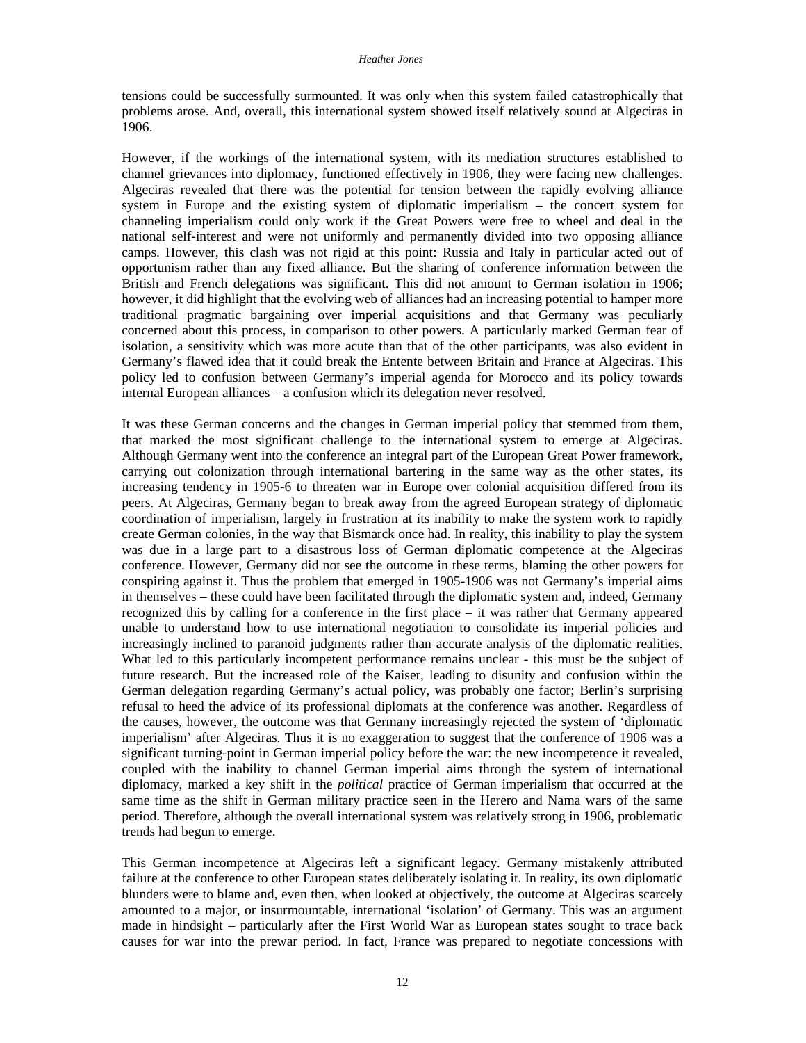tensions could be successfully surmounted. It was only when this system failed catastrophically that problems arose. And, overall, this international system showed itself relatively sound at Algeciras in 1906.

However, if the workings of the international system, with its mediation structures established to channel grievances into diplomacy, functioned effectively in 1906, they were facing new challenges. Algeciras revealed that there was the potential for tension between the rapidly evolving alliance system in Europe and the existing system of diplomatic imperialism – the concert system for channeling imperialism could only work if the Great Powers were free to wheel and deal in the national self-interest and were not uniformly and permanently divided into two opposing alliance camps. However, this clash was not rigid at this point: Russia and Italy in particular acted out of opportunism rather than any fixed alliance. But the sharing of conference information between the British and French delegations was significant. This did not amount to German isolation in 1906; however, it did highlight that the evolving web of alliances had an increasing potential to hamper more traditional pragmatic bargaining over imperial acquisitions and that Germany was peculiarly concerned about this process, in comparison to other powers. A particularly marked German fear of isolation, a sensitivity which was more acute than that of the other participants, was also evident in Germany's flawed idea that it could break the Entente between Britain and France at Algeciras. This policy led to confusion between Germany's imperial agenda for Morocco and its policy towards internal European alliances – a confusion which its delegation never resolved.

It was these German concerns and the changes in German imperial policy that stemmed from them, that marked the most significant challenge to the international system to emerge at Algeciras. Although Germany went into the conference an integral part of the European Great Power framework, carrying out colonization through international bartering in the same way as the other states, its increasing tendency in 1905-6 to threaten war in Europe over colonial acquisition differed from its peers. At Algeciras, Germany began to break away from the agreed European strategy of diplomatic coordination of imperialism, largely in frustration at its inability to make the system work to rapidly create German colonies, in the way that Bismarck once had. In reality, this inability to play the system was due in a large part to a disastrous loss of German diplomatic competence at the Algeciras conference. However, Germany did not see the outcome in these terms, blaming the other powers for conspiring against it. Thus the problem that emerged in 1905-1906 was not Germany's imperial aims in themselves – these could have been facilitated through the diplomatic system and, indeed, Germany recognized this by calling for a conference in the first place – it was rather that Germany appeared unable to understand how to use international negotiation to consolidate its imperial policies and increasingly inclined to paranoid judgments rather than accurate analysis of the diplomatic realities. What led to this particularly incompetent performance remains unclear - this must be the subject of future research. But the increased role of the Kaiser, leading to disunity and confusion within the German delegation regarding Germany's actual policy, was probably one factor; Berlin's surprising refusal to heed the advice of its professional diplomats at the conference was another. Regardless of the causes, however, the outcome was that Germany increasingly rejected the system of 'diplomatic imperialism' after Algeciras. Thus it is no exaggeration to suggest that the conference of 1906 was a significant turning-point in German imperial policy before the war: the new incompetence it revealed, coupled with the inability to channel German imperial aims through the system of international diplomacy, marked a key shift in the *political* practice of German imperialism that occurred at the same time as the shift in German military practice seen in the Herero and Nama wars of the same period. Therefore, although the overall international system was relatively strong in 1906, problematic trends had begun to emerge.

This German incompetence at Algeciras left a significant legacy. Germany mistakenly attributed failure at the conference to other European states deliberately isolating it. In reality, its own diplomatic blunders were to blame and, even then, when looked at objectively, the outcome at Algeciras scarcely amounted to a major, or insurmountable, international 'isolation' of Germany. This was an argument made in hindsight – particularly after the First World War as European states sought to trace back causes for war into the prewar period. In fact, France was prepared to negotiate concessions with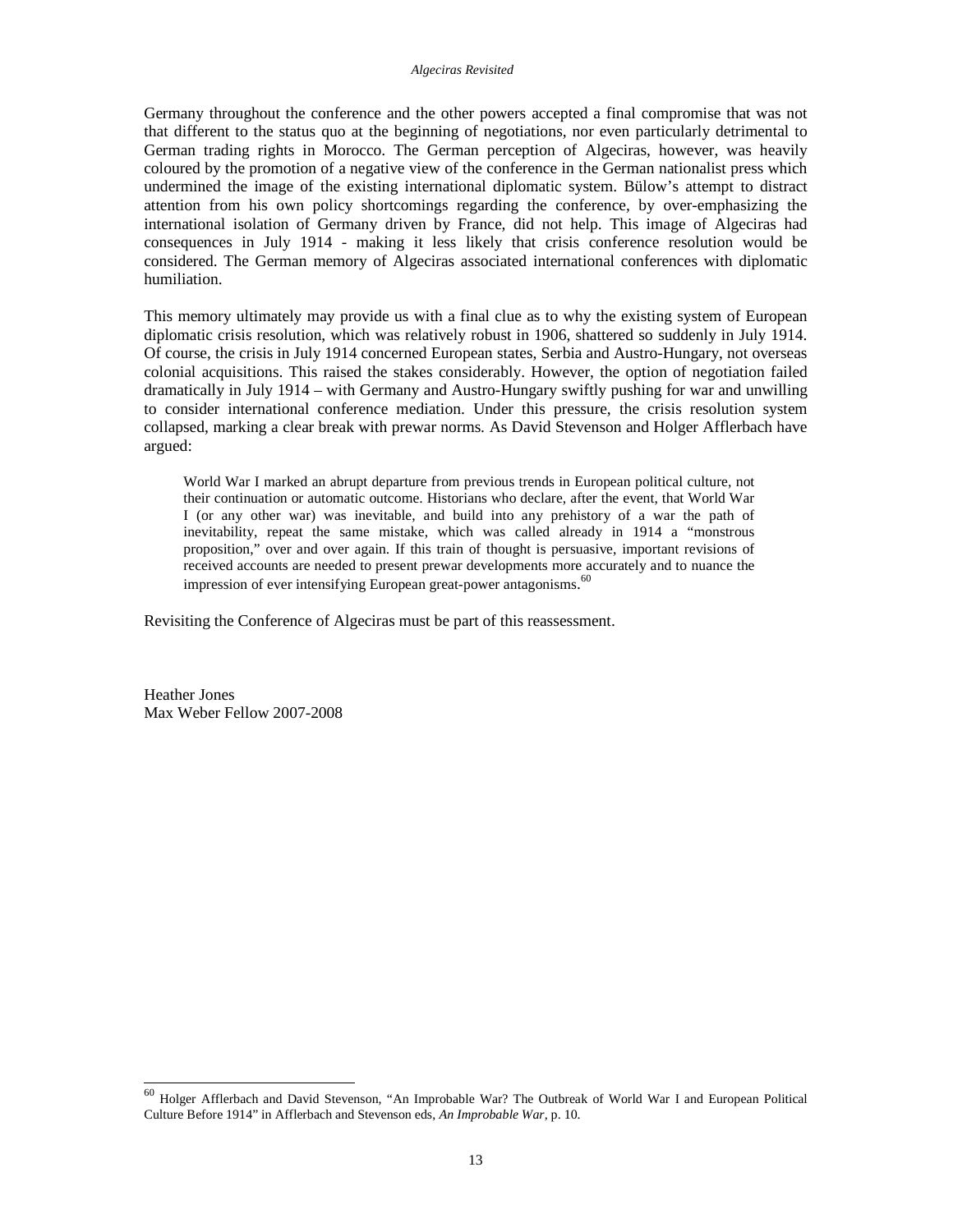Germany throughout the conference and the other powers accepted a final compromise that was not that different to the status quo at the beginning of negotiations, nor even particularly detrimental to German trading rights in Morocco. The German perception of Algeciras, however, was heavily coloured by the promotion of a negative view of the conference in the German nationalist press which undermined the image of the existing international diplomatic system. Bülow's attempt to distract attention from his own policy shortcomings regarding the conference, by over-emphasizing the international isolation of Germany driven by France, did not help. This image of Algeciras had consequences in July 1914 - making it less likely that crisis conference resolution would be considered. The German memory of Algeciras associated international conferences with diplomatic humiliation.

This memory ultimately may provide us with a final clue as to why the existing system of European diplomatic crisis resolution, which was relatively robust in 1906, shattered so suddenly in July 1914. Of course, the crisis in July 1914 concerned European states, Serbia and Austro-Hungary, not overseas colonial acquisitions. This raised the stakes considerably. However, the option of negotiation failed dramatically in July 1914 – with Germany and Austro-Hungary swiftly pushing for war and unwilling to consider international conference mediation. Under this pressure, the crisis resolution system collapsed, marking a clear break with prewar norms. As David Stevenson and Holger Afflerbach have argued:

> World War I marked an abrupt departure from previous trends in European political culture, not their continuation or automatic outcome. Historians who declare, after the event, that World War I (or any other war) was inevitable, and build into any prehistory of a war the path of inevitability, repeat the same mistake, which was called already in 1914 a "monstrous proposition," over and over again. If this train of thought is persuasive, important revisions of received accounts are needed to present prewar developments more accurately and to nuance the impression of ever intensifying European great-power antagonisms.[60]

Revisiting the Conference of Algeciras must be part of this reassessment.

Heather Jones
Max Weber Fellow 2007-2008

---

[60] Holger Afflerbach and David Stevenson, "An Improbable War? The Outbreak of World War I and European Political Culture Before 1914" in Afflerbach and Stevenson eds, *An Improbable War*, p. 10.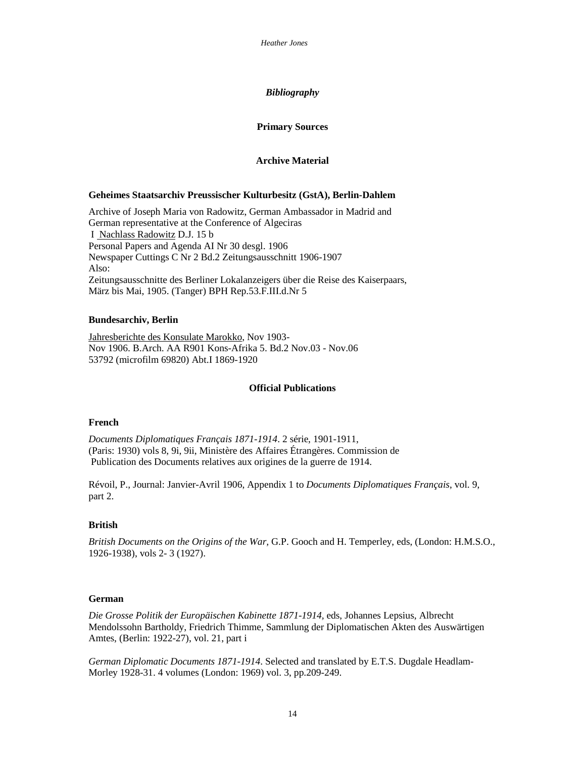## *Bibliography*

### Primary Sources

#### Archive Material

**Geheimes Staatsarchiv Preussischer Kulturbesitz (GstA), Berlin-Dahlem**

Archive of Joseph Maria von Radowitz, German Ambassador in Madrid and German representative at the Conference of Algeciras
I Nachlass Radowitz D.J. 15 b
Personal Papers and Agenda AI Nr 30 desgl. 1906
Newspaper Cuttings C Nr 2 Bd.2 Zeitungsausschnitt 1906-1907
Also:
Zeitungsausschnitte des Berliner Lokalanzeigers über die Reise des Kaiserpaars, März bis Mai, 1905. (Tanger) BPH Rep.53.F.III.d.Nr 5

**Bundesarchiv, Berlin**

Jahresberichte des Konsulate Marokko, Nov 1903-
Nov 1906. B.Arch. AA R901 Kons-Afrika 5. Bd.2 Nov.03 - Nov.06
53792 (microfilm 69820) Abt.I 1869-1920

#### Official Publications

**French**

*Documents Diplomatiques Français 1871-1914*. 2 série, 1901-1911, (Paris: 1930) vols 8, 9i, 9ii, Ministère des Affaires Étrangères. Commission de Publication des Documents relatives aux origines de la guerre de 1914.

Révoil, P., Journal: Janvier-Avril 1906, Appendix 1 to *Documents Diplomatiques Français*, vol. 9, part 2.

**British**

*British Documents on the Origins of the War*, G.P. Gooch and H. Temperley, eds, (London: H.M.S.O., 1926-1938), vols 2- 3 (1927).

**German**

*Die Grosse Politik der Europäischen Kabinette 1871-1914*, eds, Johannes Lepsius, Albrecht Mendolssohn Bartholdy, Friedrich Thimme, Sammlung der Diplomatischen Akten des Auswärtigen Amtes, (Berlin: 1922-27), vol. 21, part i

*German Diplomatic Documents 1871-1914*. Selected and translated by E.T.S. Dugdale Headlam-Morley 1928-31. 4 volumes (London: 1969) vol. 3, pp.209-249.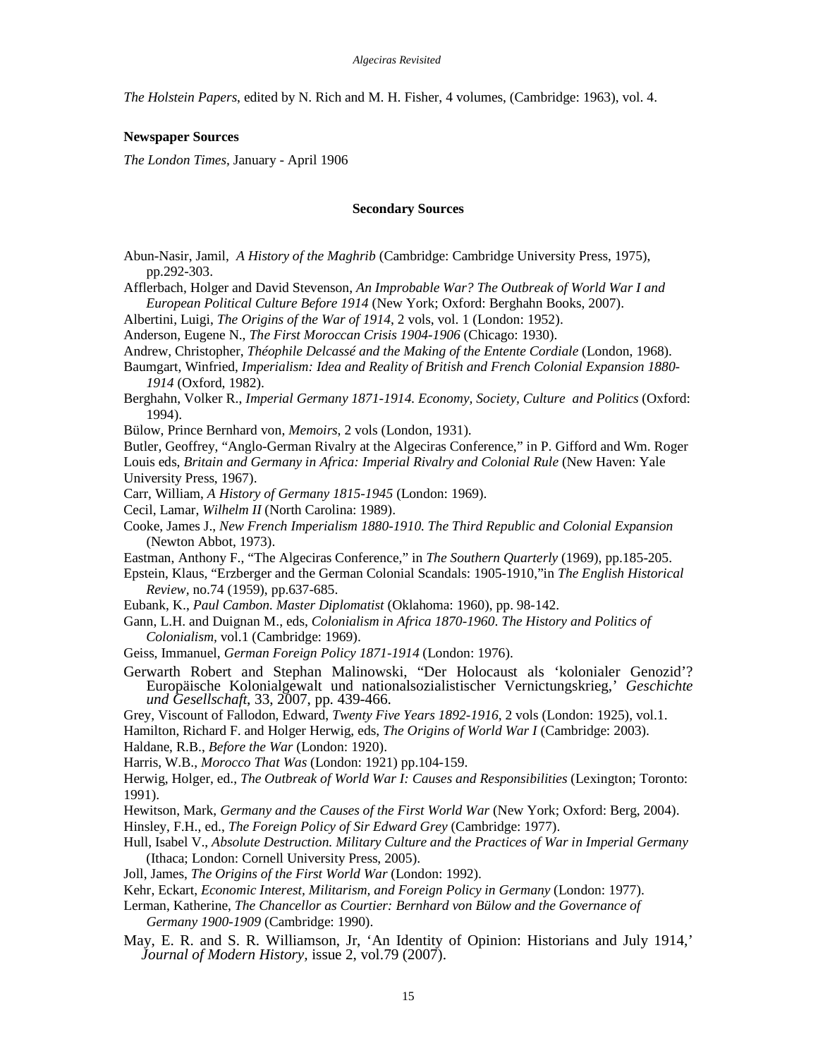*The Holstein Papers*, edited by N. Rich and M. H. Fisher, 4 volumes, (Cambridge: 1963), vol. 4.

**Newspaper Sources**

*The London Times*, January - April 1906

**Secondary Sources**

Abun-Nasir, Jamil, *A History of the Maghrib* (Cambridge: Cambridge University Press, 1975), pp.292-303.

Afflerbach, Holger and David Stevenson, *An Improbable War? The Outbreak of World War I and European Political Culture Before 1914* (New York; Oxford: Berghahn Books, 2007).

Albertini, Luigi, *The Origins of the War of 1914*, 2 vols, vol. 1 (London: 1952).

Anderson, Eugene N., *The First Moroccan Crisis 1904-1906* (Chicago: 1930).

Andrew, Christopher, *Théophile Delcassé and the Making of the Entente Cordiale* (London, 1968).

Baumgart, Winfried, *Imperialism: Idea and Reality of British and French Colonial Expansion 1880-1914* (Oxford, 1982).

Berghahn, Volker R., *Imperial Germany 1871-1914. Economy, Society, Culture and Politics* (Oxford: 1994).

Bülow, Prince Bernhard von, *Memoirs*, 2 vols (London, 1931).

Butler, Geoffrey, "Anglo-German Rivalry at the Algeciras Conference," in P. Gifford and Wm. Roger Louis eds, *Britain and Germany in Africa: Imperial Rivalry and Colonial Rule* (New Haven: Yale University Press, 1967).

Carr, William, *A History of Germany 1815-1945* (London: 1969).

Cecil, Lamar, *Wilhelm II* (North Carolina: 1989).

Cooke, James J., *New French Imperialism 1880-1910. The Third Republic and Colonial Expansion* (Newton Abbot, 1973).

Eastman, Anthony F., "The Algeciras Conference," in *The Southern Quarterly* (1969), pp.185-205.

Epstein, Klaus, "Erzberger and the German Colonial Scandals: 1905-1910,"in *The English Historical Review*, no.74 (1959), pp.637-685.

Eubank, K., *Paul Cambon. Master Diplomatist* (Oklahoma: 1960), pp. 98-142.

Gann, L.H. and Duignan M., eds, *Colonialism in Africa 1870-1960. The History and Politics of Colonialism*, vol.1 (Cambridge: 1969).

Geiss, Immanuel, *German Foreign Policy 1871-1914* (London: 1976).

Gerwarth Robert and Stephan Malinowski, "Der Holocaust als 'kolonialer Genozid'? Europäische Kolonialgewalt und nationalsozialistischer Vernictungskrieg,' *Geschichte und Gesellschaft*, 33, 2007, pp. 439-466.

Grey, Viscount of Fallodon, Edward, *Twenty Five Years 1892-1916*, 2 vols (London: 1925), vol.1.

Hamilton, Richard F. and Holger Herwig, eds, *The Origins of World War I* (Cambridge: 2003).

Haldane, R.B., *Before the War* (London: 1920).

Harris, W.B., *Morocco That Was* (London: 1921) pp.104-159.

Herwig, Holger, ed., *The Outbreak of World War I: Causes and Responsibilities* (Lexington; Toronto: 1991).

Hewitson, Mark, *Germany and the Causes of the First World War* (New York; Oxford: Berg, 2004).

Hinsley, F.H., ed., *The Foreign Policy of Sir Edward Grey* (Cambridge: 1977).

Hull, Isabel V., *Absolute Destruction. Military Culture and the Practices of War in Imperial Germany* (Ithaca; London: Cornell University Press, 2005).

Joll, James, *The Origins of the First World War* (London: 1992).

Kehr, Eckart, *Economic Interest, Militarism, and Foreign Policy in Germany* (London: 1977).

Lerman, Katherine, *The Chancellor as Courtier: Bernhard von Bülow and the Governance of Germany 1900-1909* (Cambridge: 1990).

May, E. R. and S. R. Williamson, Jr, 'An Identity of Opinion: Historians and July 1914,' *Journal of Modern History*, issue 2, vol.79 (2007).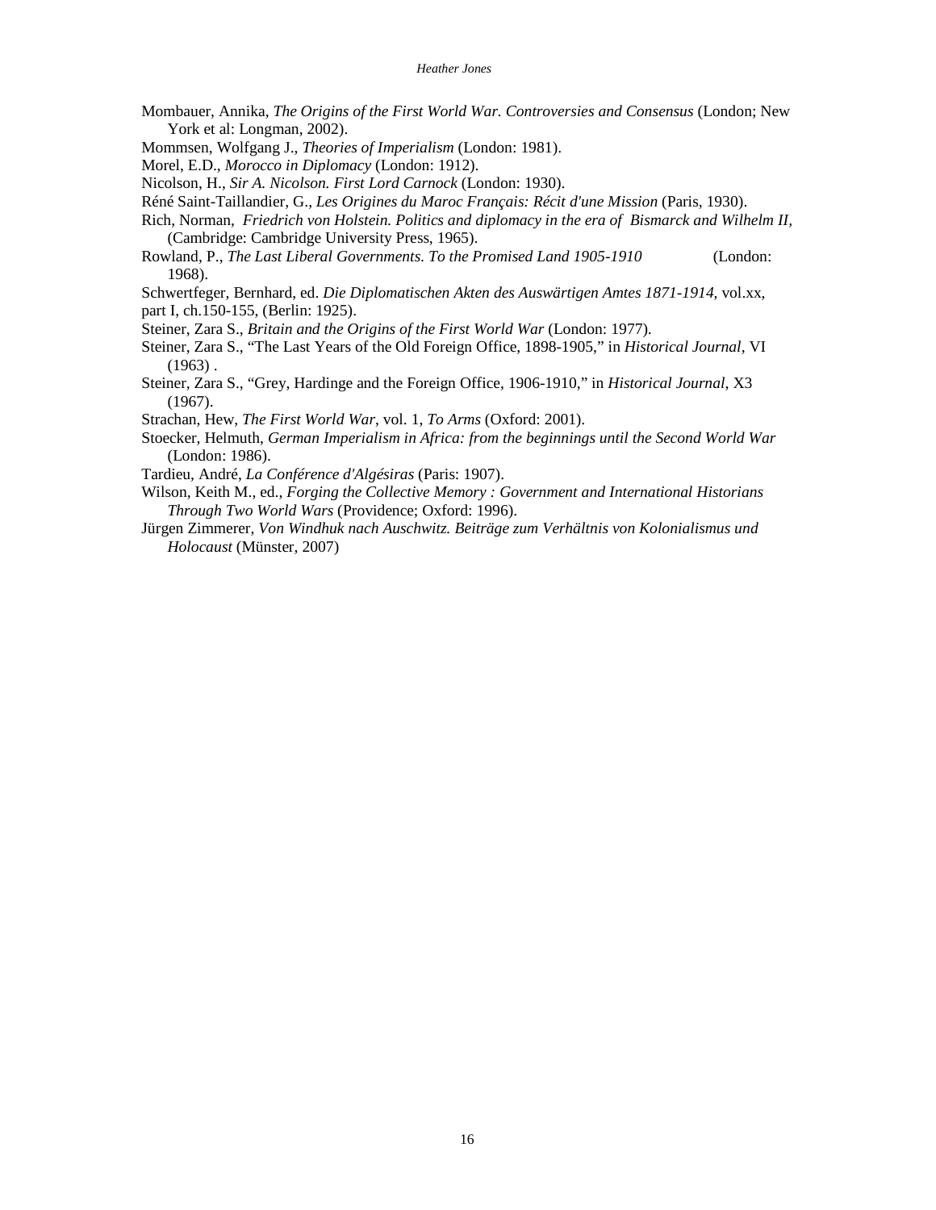Mombauer, Annika, *The Origins of the First World War. Controversies and Consensus* (London; New York et al: Longman, 2002).

Mommsen, Wolfgang J., *Theories of Imperialism* (London: 1981).

Morel, E.D., *Morocco in Diplomacy* (London: 1912).

Nicolson, H., *Sir A. Nicolson. First Lord Carnock* (London: 1930).

Réné Saint-Taillandier, G., *Les Origines du Maroc Français: Récit d'une Mission* (Paris, 1930).

Rich, Norman, *Friedrich von Holstein. Politics and diplomacy in the era of Bismarck and Wilhelm II*, (Cambridge: Cambridge University Press, 1965).

Rowland, P., *The Last Liberal Governments. To the Promised Land 1905-1910* (London: 1968).

Schwertfeger, Bernhard, ed. *Die Diplomatischen Akten des Auswärtigen Amtes 1871-1914*, vol.xx, part I, ch.150-155, (Berlin: 1925).

Steiner, Zara S., *Britain and the Origins of the First World War* (London: 1977).

Steiner, Zara S., "The Last Years of the Old Foreign Office, 1898-1905," in *Historical Journal*, VI (1963) .

Steiner, Zara S., "Grey, Hardinge and the Foreign Office, 1906-1910," in *Historical Journal*, X3 (1967).

Strachan, Hew, *The First World War*, vol. 1, *To Arms* (Oxford: 2001).

Stoecker, Helmuth, *German Imperialism in Africa: from the beginnings until the Second World War* (London: 1986).

Tardieu, André, *La Conférence d'Algésiras* (Paris: 1907).

Wilson, Keith M., ed., *Forging the Collective Memory : Government and International Historians Through Two World Wars* (Providence; Oxford: 1996).

Jürgen Zimmerer, *Von Windhuk nach Auschwitz. Beiträge zum Verhältnis von Kolonialismus und Holocaust* (Münster, 2007)